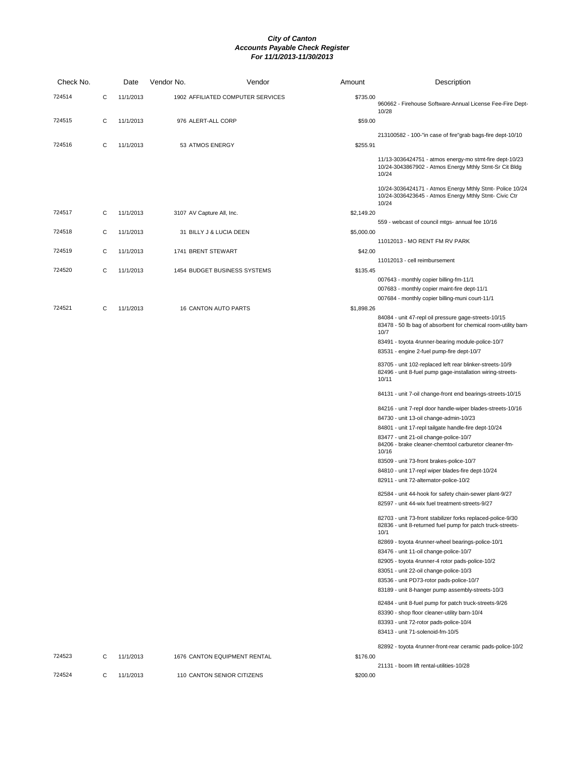# *City of Canton*
## *Accounts Payable Check Register*
### *For 11/1/2013-11/30/2013*

| Check No. | | Date | Vendor No. | Vendor | Amount | Description |
|---|---|---|---|---|---|---|
| 724514 | C | 11/1/2013 | 1902 | AFFILIATED COMPUTER SERVICES | $735.00 | 960662 - Firehouse Software-Annual License Fee-Fire Dept-10/28 |
| 724515 | C | 11/1/2013 | 976 | ALERT-ALL CORP | $59.00 | 213100582 - 100-"in case of fire"grab bags-fire dept-10/10 |
| 724516 | C | 11/1/2013 | 53 | ATMOS ENERGY | $255.91 | 11/13-3036424751 - atmos energy-mo stmt-fire dept-10/23 |
| | | | | | | 10/24-3043867902 - Atmos Energy Mthly Stmt-Sr Cit Bldg 10/24 |
| | | | | | | 10/24-3036424171 - Atmos Energy Mthly Stmt- Police 10/24 |
| | | | | | | 10/24-3036423645 - Atmos Energy Mthly Stmt- Civic Ctr 10/24 |
| 724517 | C | 11/1/2013 | 3107 | AV Capture All, Inc. | $2,149.20 | 559 - webcast of council mtgs- annual fee 10/16 |
| 724518 | C | 11/1/2013 | 31 | BILLY J & LUCIA DEEN | $5,000.00 | 11012013 - MO RENT FM RV PARK |
| 724519 | C | 11/1/2013 | 1741 | BRENT STEWART | $42.00 | 11012013 - cell reimbursement |
| 724520 | C | 11/1/2013 | 1454 | BUDGET BUSINESS SYSTEMS | $135.45 | 007643 - monthly copier billing-fm-11/1 |
| | | | | | | 007683 - monthly copier maint-fire dept-11/1 |
| | | | | | | 007684 - monthly copier billing-muni court-11/1 |
| 724521 | C | 11/1/2013 | 16 | CANTON AUTO PARTS | $1,898.26 | 84084 - unit 47-repl oil pressure gage-streets-10/15 |
| | | | | | | 83478 - 50 lb bag of absorbent for chemical room-utility barn-10/7 |
| | | | | | | 83491 - toyota 4runner-bearing module-police-10/7 |
| | | | | | | 83531 - engine 2-fuel pump-fire dept-10/7 |
| | | | | | | 83705 - unit 102-replaced left rear blinker-streets-10/9 |
| | | | | | | 82496 - unit 8-fuel pump gage-installation wiring-streets-10/11 |
| | | | | | | 84131 - unit 7-oil change-front end bearings-streets-10/15 |
| | | | | | | 84216 - unit 7-repl door handle-wiper blades-streets-10/16 |
| | | | | | | 84730 - unit 13-oil change-admin-10/23 |
| | | | | | | 84801 - unit 17-repl tailgate handle-fire dept-10/24 |
| | | | | | | 83477 - unit 21-oil change-police-10/7 |
| | | | | | | 84206 - brake cleaner-chemtool carburetor cleaner-fm-10/16 |
| | | | | | | 83509 - unit 73-front brakes-police-10/7 |
| | | | | | | 84810 - unit 17-repl wiper blades-fire dept-10/24 |
| | | | | | | 82911 - unit 72-alternator-police-10/2 |
| | | | | | | 82584 - unit 44-hook for safety chain-sewer plant-9/27 |
| | | | | | | 82597 - unit 44-wix fuel treatment-streets-9/27 |
| | | | | | | 82703 - unit 73-front stabilizer forks replaced-police-9/30 |
| | | | | | | 82836 - unit 8-returned fuel pump for patch truck-streets-10/1 |
| | | | | | | 82869 - toyota 4runner-wheel bearings-police-10/1 |
| | | | | | | 83476 - unit 11-oil change-police-10/7 |
| | | | | | | 82905 - toyota 4runner-4 rotor pads-police-10/2 |
| | | | | | | 83051 - unit 22-oil change-police-10/3 |
| | | | | | | 83536 - unit PD73-rotor pads-police-10/7 |
| | | | | | | 83189 - unit 8-hanger pump assembly-streets-10/3 |
| | | | | | | 82484 - unit 8-fuel pump for patch truck-streets-9/26 |
| | | | | | | 83390 - shop floor cleaner-utility barn-10/4 |
| | | | | | | 83393 - unit 72-rotor pads-police-10/4 |
| | | | | | | 83413 - unit 71-solenoid-fm-10/5 |
| | | | | | | 82892 - toyota 4runner-front-rear ceramic pads-police-10/2 |
| 724523 | C | 11/1/2013 | 1676 | CANTON EQUIPMENT RENTAL | $176.00 | 21131 - boom lift rental-utilities-10/28 |
| 724524 | C | 11/1/2013 | 110 | CANTON SENIOR CITIZENS | $200.00 | |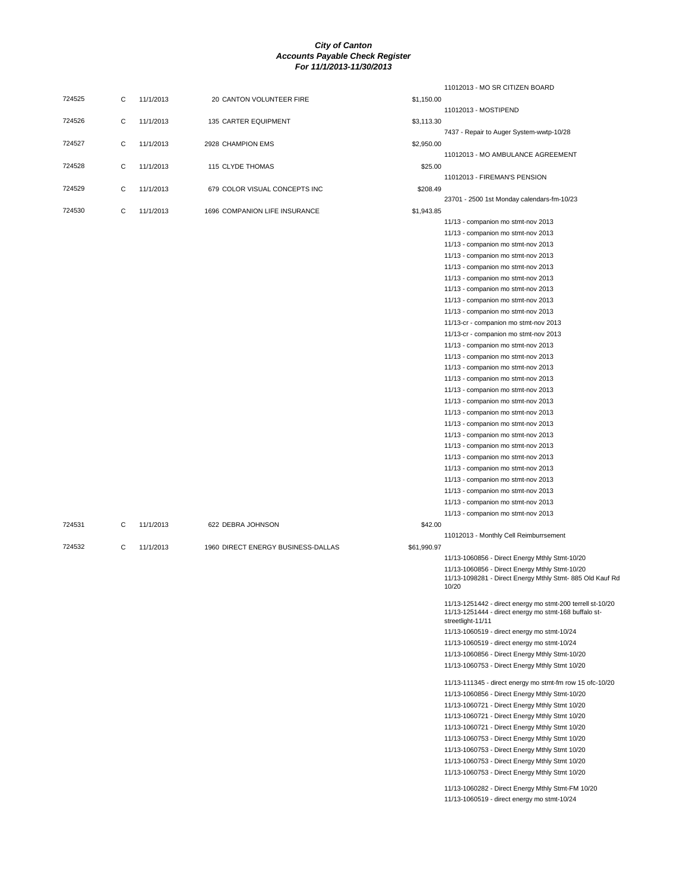# *City of Canton*
## *Accounts Payable Check Register*
### *For 11/1/2013-11/30/2013*

| Check | Type | Date | Vendor | Amount | Description |
|---|---|---|---|---|---|
| | | | | | 11012013 - MO SR CITIZEN BOARD |
| 724525 | C | 11/1/2013 | 20 CANTON VOLUNTEER FIRE | $1,150.00 | |
| | | | | | 11012013 - MOSTIPEND |
| 724526 | C | 11/1/2013 | 135 CARTER EQUIPMENT | $3,113.30 | |
| | | | | | 7437 - Repair to Auger System-wwtp-10/28 |
| 724527 | C | 11/1/2013 | 2928 CHAMPION EMS | $2,950.00 | |
| | | | | | 11012013 - MO AMBULANCE AGREEMENT |
| 724528 | C | 11/1/2013 | 115 CLYDE THOMAS | $25.00 | |
| | | | | | 11012013 - FIREMAN'S PENSION |
| 724529 | C | 11/1/2013 | 679 COLOR VISUAL CONCEPTS INC | $208.49 | |
| | | | | | 23701 - 2500 1st Monday calendars-fm-10/23 |
| 724530 | C | 11/1/2013 | 1696 COMPANION LIFE INSURANCE | $1,943.85 | |
| | | | | | 11/13 - companion mo stmt-nov 2013 |
| | | | | | 11/13 - companion mo stmt-nov 2013 |
| | | | | | 11/13 - companion mo stmt-nov 2013 |
| | | | | | 11/13 - companion mo stmt-nov 2013 |
| | | | | | 11/13 - companion mo stmt-nov 2013 |
| | | | | | 11/13 - companion mo stmt-nov 2013 |
| | | | | | 11/13 - companion mo stmt-nov 2013 |
| | | | | | 11/13 - companion mo stmt-nov 2013 |
| | | | | | 11/13 - companion mo stmt-nov 2013 |
| | | | | | 11/13-cr - companion mo stmt-nov 2013 |
| | | | | | 11/13-cr - companion mo stmt-nov 2013 |
| | | | | | 11/13 - companion mo stmt-nov 2013 |
| | | | | | 11/13 - companion mo stmt-nov 2013 |
| | | | | | 11/13 - companion mo stmt-nov 2013 |
| | | | | | 11/13 - companion mo stmt-nov 2013 |
| | | | | | 11/13 - companion mo stmt-nov 2013 |
| | | | | | 11/13 - companion mo stmt-nov 2013 |
| | | | | | 11/13 - companion mo stmt-nov 2013 |
| | | | | | 11/13 - companion mo stmt-nov 2013 |
| | | | | | 11/13 - companion mo stmt-nov 2013 |
| | | | | | 11/13 - companion mo stmt-nov 2013 |
| | | | | | 11/13 - companion mo stmt-nov 2013 |
| | | | | | 11/13 - companion mo stmt-nov 2013 |
| | | | | | 11/13 - companion mo stmt-nov 2013 |
| | | | | | 11/13 - companion mo stmt-nov 2013 |
| | | | | | 11/13 - companion mo stmt-nov 2013 |
| | | | | | 11/13 - companion mo stmt-nov 2013 |
| 724531 | C | 11/1/2013 | 622 DEBRA JOHNSON | $42.00 | |
| | | | | | 11012013 - Monthly Cell Reimburrsement |
| 724532 | C | 11/1/2013 | 1960 DIRECT ENERGY BUSINESS-DALLAS | $61,990.97 | |
| | | | | | 11/13-1060856 - Direct Energy Mthly Stmt-10/20 |
| | | | | | 11/13-1060856 - Direct Energy Mthly Stmt-10/20 |
| | | | | | 11/13-1098281 - Direct Energy Mthly Stmt- 885 Old Kauf Rd 10/20 |
| | | | | | 11/13-1251442 - direct energy mo stmt-200 terrell st-10/20 |
| | | | | | 11/13-1251444 - direct energy mo stmt-168 buffalo st-streetlight-11/11 |
| | | | | | 11/13-1060519 - direct energy mo stmt-10/24 |
| | | | | | 11/13-1060519 - direct energy mo stmt-10/24 |
| | | | | | 11/13-1060856 - Direct Energy Mthly Stmt-10/20 |
| | | | | | 11/13-1060753 - Direct Energy Mthly Stmt 10/20 |
| | | | | | 11/13-111345 - direct energy mo stmt-fm row 15 ofc-10/20 |
| | | | | | 11/13-1060856 - Direct Energy Mthly Stmt-10/20 |
| | | | | | 11/13-1060721 - Direct Energy Mthly Stmt 10/20 |
| | | | | | 11/13-1060721 - Direct Energy Mthly Stmt 10/20 |
| | | | | | 11/13-1060721 - Direct Energy Mthly Stmt 10/20 |
| | | | | | 11/13-1060753 - Direct Energy Mthly Stmt 10/20 |
| | | | | | 11/13-1060753 - Direct Energy Mthly Stmt 10/20 |
| | | | | | 11/13-1060753 - Direct Energy Mthly Stmt 10/20 |
| | | | | | 11/13-1060753 - Direct Energy Mthly Stmt 10/20 |
| | | | | | 11/13-1060282 - Direct Energy Mthly Stmt-FM 10/20 |
| | | | | | 11/13-1060519 - direct energy mo stmt-10/24 |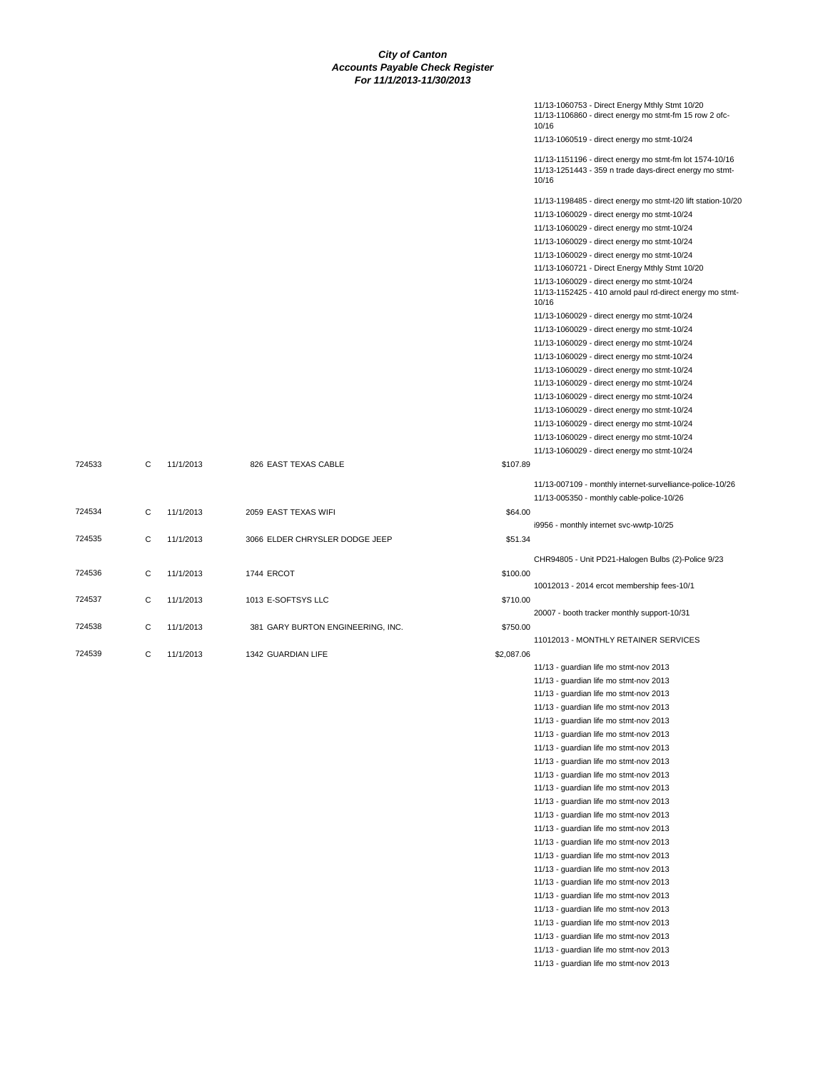**City of Canton**
**Accounts Payable Check Register**
**For 11/1/2013-11/30/2013**

| Check | Type | Date | Vendor | Amount | Description |
|---|---|---|---|---|---|
| | | | | | 11/13-1060753 - Direct Energy Mthly Stmt 10/20 |
| | | | | | 11/13-1106860 - direct energy mo stmt-fm 15 row 2 ofc-10/16 |
| | | | | | 11/13-1060519 - direct energy mo stmt-10/24 |
| | | | | | 11/13-1151196 - direct energy mo stmt-fm lot 1574-10/16 |
| | | | | | 11/13-1251443 - 359 n trade days-direct energy mo stmt-10/16 |
| | | | | | 11/13-1198485 - direct energy mo stmt-I20 lift station-10/20 |
| | | | | | 11/13-1060029 - direct energy mo stmt-10/24 |
| | | | | | 11/13-1060029 - direct energy mo stmt-10/24 |
| | | | | | 11/13-1060029 - direct energy mo stmt-10/24 |
| | | | | | 11/13-1060029 - direct energy mo stmt-10/24 |
| | | | | | 11/13-1060721 - Direct Energy Mthly Stmt 10/20 |
| | | | | | 11/13-1060029 - direct energy mo stmt-10/24 |
| | | | | | 11/13-1152425 - 410 arnold paul rd-direct energy mo stmt-10/16 |
| | | | | | 11/13-1060029 - direct energy mo stmt-10/24 |
| | | | | | 11/13-1060029 - direct energy mo stmt-10/24 |
| | | | | | 11/13-1060029 - direct energy mo stmt-10/24 |
| | | | | | 11/13-1060029 - direct energy mo stmt-10/24 |
| | | | | | 11/13-1060029 - direct energy mo stmt-10/24 |
| | | | | | 11/13-1060029 - direct energy mo stmt-10/24 |
| | | | | | 11/13-1060029 - direct energy mo stmt-10/24 |
| | | | | | 11/13-1060029 - direct energy mo stmt-10/24 |
| | | | | | 11/13-1060029 - direct energy mo stmt-10/24 |
| | | | | | 11/13-1060029 - direct energy mo stmt-10/24 |
| | | | | | 11/13-1060029 - direct energy mo stmt-10/24 |
| 724533 | C | 11/1/2013 | 826 EAST TEXAS CABLE | $107.89 | |
| | | | | | 11/13-007109 - monthly internet-survelliance-police-10/26 |
| | | | | | 11/13-005350 - monthly cable-police-10/26 |
| 724534 | C | 11/1/2013 | 2059 EAST TEXAS WIFI | $64.00 | |
| | | | | | i9956 - monthly internet svc-wwtp-10/25 |
| 724535 | C | 11/1/2013 | 3066 ELDER CHRYSLER DODGE JEEP | $51.34 | |
| | | | | | CHR94805 - Unit PD21-Halogen Bulbs (2)-Police 9/23 |
| 724536 | C | 11/1/2013 | 1744 ERCOT | $100.00 | |
| | | | | | 10012013 - 2014 ercot membership fees-10/1 |
| 724537 | C | 11/1/2013 | 1013 E-SOFTSYS LLC | $710.00 | |
| | | | | | 20007 - booth tracker monthly support-10/31 |
| 724538 | C | 11/1/2013 | 381 GARY BURTON ENGINEERING, INC. | $750.00 | |
| | | | | | 11012013 - MONTHLY RETAINER SERVICES |
| 724539 | C | 11/1/2013 | 1342 GUARDIAN LIFE | $2,087.06 | |
| | | | | | 11/13 - guardian life mo stmt-nov 2013 |
| | | | | | 11/13 - guardian life mo stmt-nov 2013 |
| | | | | | 11/13 - guardian life mo stmt-nov 2013 |
| | | | | | 11/13 - guardian life mo stmt-nov 2013 |
| | | | | | 11/13 - guardian life mo stmt-nov 2013 |
| | | | | | 11/13 - guardian life mo stmt-nov 2013 |
| | | | | | 11/13 - guardian life mo stmt-nov 2013 |
| | | | | | 11/13 - guardian life mo stmt-nov 2013 |
| | | | | | 11/13 - guardian life mo stmt-nov 2013 |
| | | | | | 11/13 - guardian life mo stmt-nov 2013 |
| | | | | | 11/13 - guardian life mo stmt-nov 2013 |
| | | | | | 11/13 - guardian life mo stmt-nov 2013 |
| | | | | | 11/13 - guardian life mo stmt-nov 2013 |
| | | | | | 11/13 - guardian life mo stmt-nov 2013 |
| | | | | | 11/13 - guardian life mo stmt-nov 2013 |
| | | | | | 11/13 - guardian life mo stmt-nov 2013 |
| | | | | | 11/13 - guardian life mo stmt-nov 2013 |
| | | | | | 11/13 - guardian life mo stmt-nov 2013 |
| | | | | | 11/13 - guardian life mo stmt-nov 2013 |
| | | | | | 11/13 - guardian life mo stmt-nov 2013 |
| | | | | | 11/13 - guardian life mo stmt-nov 2013 |
| | | | | | 11/13 - guardian life mo stmt-nov 2013 |
| | | | | | 11/13 - guardian life mo stmt-nov 2013 |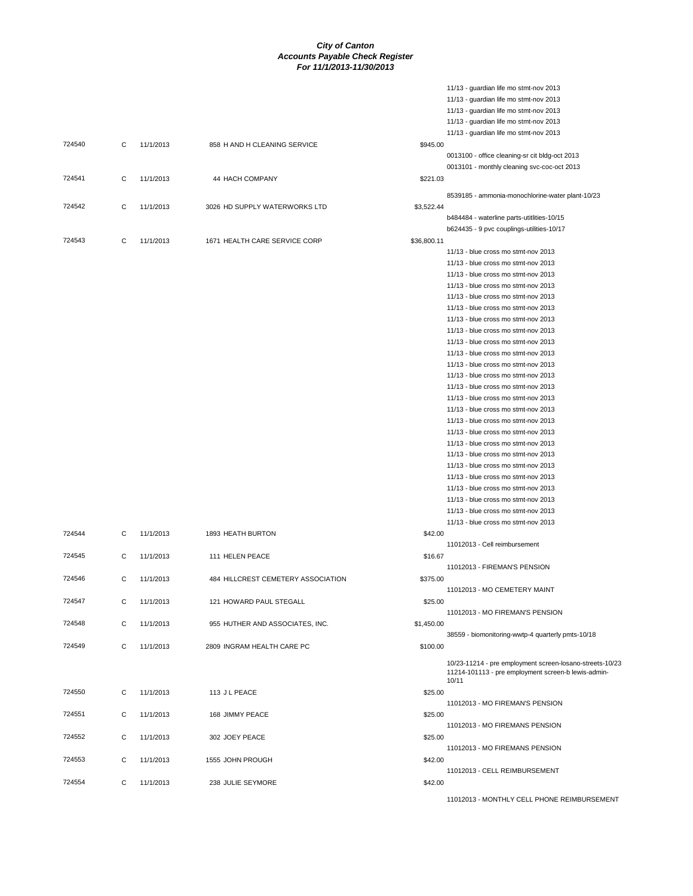# City of Canton
## Accounts Payable Check Register
### For 11/1/2013-11/30/2013

| Check | Type | Date | Vendor | Amount | Description |
|---|---|---|---|---|---|
| | | | | | 11/13 - guardian life mo stmt-nov 2013 |
| | | | | | 11/13 - guardian life mo stmt-nov 2013 |
| | | | | | 11/13 - guardian life mo stmt-nov 2013 |
| | | | | | 11/13 - guardian life mo stmt-nov 2013 |
| | | | | | 11/13 - guardian life mo stmt-nov 2013 |
| 724540 | C | 11/1/2013 | 858 H AND H CLEANING SERVICE | $945.00 | |
| | | | | | 0013100 - office cleaning-sr cit bldg-oct 2013 |
| | | | | | 0013101 - monthly cleaning svc-coc-oct 2013 |
| 724541 | C | 11/1/2013 | 44 HACH COMPANY | $221.03 | |
| | | | | | 8539185 - ammonia-monochlorine-water plant-10/23 |
| 724542 | C | 11/1/2013 | 3026 HD SUPPLY WATERWORKS LTD | $3,522.44 | |
| | | | | | b484484 - waterline parts-utitlities-10/15 |
| | | | | | b624435 - 9 pvc couplings-utilities-10/17 |
| 724543 | C | 11/1/2013 | 1671 HEALTH CARE SERVICE CORP | $36,800.11 | |
| | | | | | 11/13 - blue cross mo stmt-nov 2013 |
| | | | | | 11/13 - blue cross mo stmt-nov 2013 |
| | | | | | 11/13 - blue cross mo stmt-nov 2013 |
| | | | | | 11/13 - blue cross mo stmt-nov 2013 |
| | | | | | 11/13 - blue cross mo stmt-nov 2013 |
| | | | | | 11/13 - blue cross mo stmt-nov 2013 |
| | | | | | 11/13 - blue cross mo stmt-nov 2013 |
| | | | | | 11/13 - blue cross mo stmt-nov 2013 |
| | | | | | 11/13 - blue cross mo stmt-nov 2013 |
| | | | | | 11/13 - blue cross mo stmt-nov 2013 |
| | | | | | 11/13 - blue cross mo stmt-nov 2013 |
| | | | | | 11/13 - blue cross mo stmt-nov 2013 |
| | | | | | 11/13 - blue cross mo stmt-nov 2013 |
| | | | | | 11/13 - blue cross mo stmt-nov 2013 |
| | | | | | 11/13 - blue cross mo stmt-nov 2013 |
| | | | | | 11/13 - blue cross mo stmt-nov 2013 |
| | | | | | 11/13 - blue cross mo stmt-nov 2013 |
| | | | | | 11/13 - blue cross mo stmt-nov 2013 |
| | | | | | 11/13 - blue cross mo stmt-nov 2013 |
| | | | | | 11/13 - blue cross mo stmt-nov 2013 |
| | | | | | 11/13 - blue cross mo stmt-nov 2013 |
| | | | | | 11/13 - blue cross mo stmt-nov 2013 |
| | | | | | 11/13 - blue cross mo stmt-nov 2013 |
| | | | | | 11/13 - blue cross mo stmt-nov 2013 |
| | | | | | 11/13 - blue cross mo stmt-nov 2013 |
| 724544 | C | 11/1/2013 | 1893 HEATH BURTON | $42.00 | |
| | | | | | 11012013 - Cell reimbursement |
| 724545 | C | 11/1/2013 | 111 HELEN PEACE | $16.67 | |
| | | | | | 11012013 - FIREMAN'S PENSION |
| 724546 | C | 11/1/2013 | 484 HILLCREST CEMETERY ASSOCIATION | $375.00 | |
| | | | | | 11012013 - MO CEMETERY MAINT |
| 724547 | C | 11/1/2013 | 121 HOWARD PAUL STEGALL | $25.00 | |
| | | | | | 11012013 - MO FIREMAN'S PENSION |
| 724548 | C | 11/1/2013 | 955 HUTHER AND ASSOCIATES, INC. | $1,450.00 | |
| | | | | | 38559 - biomonitoring-wwtp-4 quarterly pmts-10/18 |
| 724549 | C | 11/1/2013 | 2809 INGRAM HEALTH CARE PC | $100.00 | |
| | | | | | 10/23-11214 - pre employment screen-losano-streets-10/23 |
| | | | | | 11214-101113 - pre employment screen-b lewis-admin-10/11 |
| 724550 | C | 11/1/2013 | 113 J L PEACE | $25.00 | |
| | | | | | 11012013 - MO FIREMAN'S PENSION |
| 724551 | C | 11/1/2013 | 168 JIMMY PEACE | $25.00 | |
| | | | | | 11012013 - MO FIREMANS PENSION |
| 724552 | C | 11/1/2013 | 302 JOEY PEACE | $25.00 | |
| | | | | | 11012013 - MO FIREMANS PENSION |
| 724553 | C | 11/1/2013 | 1555 JOHN PROUGH | $42.00 | |
| | | | | | 11012013 - CELL REIMBURSEMENT |
| 724554 | C | 11/1/2013 | 238 JULIE SEYMORE | $42.00 | |
| | | | | | 11012013 - MONTHLY CELL PHONE REIMBURSEMENT |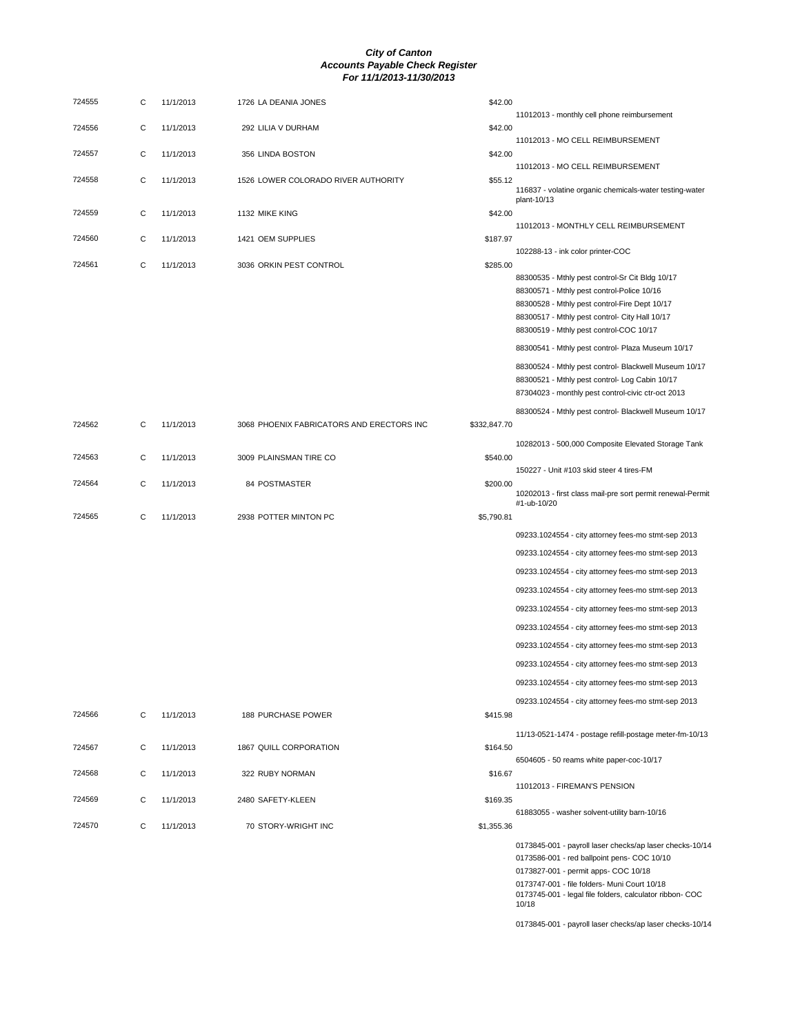# City of Canton
## Accounts Payable Check Register
### For 11/1/2013-11/30/2013

| Check # | Type | Date | Vendor | Amount | Description |
|---|---|---|---|---|---|
| 724555 | C | 11/1/2013 | 1726 LA DEANIA JONES | $42.00 | 11012013 - monthly cell phone reimbursement |
| 724556 | C | 11/1/2013 | 292 LILIA V DURHAM | $42.00 | 11012013 - MO CELL REIMBURSEMENT |
| 724557 | C | 11/1/2013 | 356 LINDA BOSTON | $42.00 | 11012013 - MO CELL REIMBURSEMENT |
| 724558 | C | 11/1/2013 | 1526 LOWER COLORADO RIVER AUTHORITY | $55.12 | 116837 - volatine organic chemicals-water testing-water plant-10/13 |
| 724559 | C | 11/1/2013 | 1132 MIKE KING | $42.00 | 11012013 - MONTHLY CELL REIMBURSEMENT |
| 724560 | C | 11/1/2013 | 1421 OEM SUPPLIES | $187.97 | 102288-13 - ink color printer-COC |
| 724561 | C | 11/1/2013 | 3036 ORKIN PEST CONTROL | $285.00 | 88300535 - Mthly pest control-Sr Cit Bldg 10/17 |
| | | | | | 88300571 - Mthly pest control-Police 10/16 |
| | | | | | 88300528 - Mthly pest control-Fire Dept 10/17 |
| | | | | | 88300517 - Mthly pest control- City Hall 10/17 |
| | | | | | 88300519 - Mthly pest control-COC 10/17 |
| | | | | | 88300541 - Mthly pest control- Plaza Museum 10/17 |
| | | | | | 88300524 - Mthly pest control- Blackwell Museum 10/17 |
| | | | | | 88300521 - Mthly pest control- Log Cabin 10/17 |
| | | | | | 87304023 - monthly pest control-civic ctr-oct 2013 |
| | | | | | 88300524 - Mthly pest control- Blackwell Museum 10/17 |
| 724562 | C | 11/1/2013 | 3068 PHOENIX FABRICATORS AND ERECTORS INC | $332,847.70 | 10282013 - 500,000 Composite Elevated Storage Tank |
| 724563 | C | 11/1/2013 | 3009 PLAINSMAN TIRE CO | $540.00 | 150227 - Unit #103 skid steer 4 tires-FM |
| 724564 | C | 11/1/2013 | 84 POSTMASTER | $200.00 | 10202013 - first class mail-pre sort permit renewal-Permit #1-ub-10/20 |
| 724565 | C | 11/1/2013 | 2938 POTTER MINTON PC | $5,790.81 | 09233.1024554 - city attorney fees-mo stmt-sep 2013 |
| | | | | | 09233.1024554 - city attorney fees-mo stmt-sep 2013 |
| | | | | | 09233.1024554 - city attorney fees-mo stmt-sep 2013 |
| | | | | | 09233.1024554 - city attorney fees-mo stmt-sep 2013 |
| | | | | | 09233.1024554 - city attorney fees-mo stmt-sep 2013 |
| | | | | | 09233.1024554 - city attorney fees-mo stmt-sep 2013 |
| | | | | | 09233.1024554 - city attorney fees-mo stmt-sep 2013 |
| | | | | | 09233.1024554 - city attorney fees-mo stmt-sep 2013 |
| | | | | | 09233.1024554 - city attorney fees-mo stmt-sep 2013 |
| | | | | | 09233.1024554 - city attorney fees-mo stmt-sep 2013 |
| 724566 | C | 11/1/2013 | 188 PURCHASE POWER | $415.98 | 11/13-0521-1474 - postage refill-postage meter-fm-10/13 |
| 724567 | C | 11/1/2013 | 1867 QUILL CORPORATION | $164.50 | 6504605 - 50 reams white paper-coc-10/17 |
| 724568 | C | 11/1/2013 | 322 RUBY NORMAN | $16.67 | 11012013 - FIREMAN'S PENSION |
| 724569 | C | 11/1/2013 | 2480 SAFETY-KLEEN | $169.35 | 61883055 - washer solvent-utility barn-10/16 |
| 724570 | C | 11/1/2013 | 70 STORY-WRIGHT INC | $1,355.36 | 0173845-001 - payroll laser checks/ap laser checks-10/14 |
| | | | | | 0173586-001 - red ballpoint pens- COC 10/10 |
| | | | | | 0173827-001 - permit apps- COC 10/18 |
| | | | | | 0173747-001 - file folders- Muni Court 10/18 |
| | | | | | 0173745-001 - legal file folders, calculator ribbon- COC 10/18 |
| | | | | | 0173845-001 - payroll laser checks/ap laser checks-10/14 |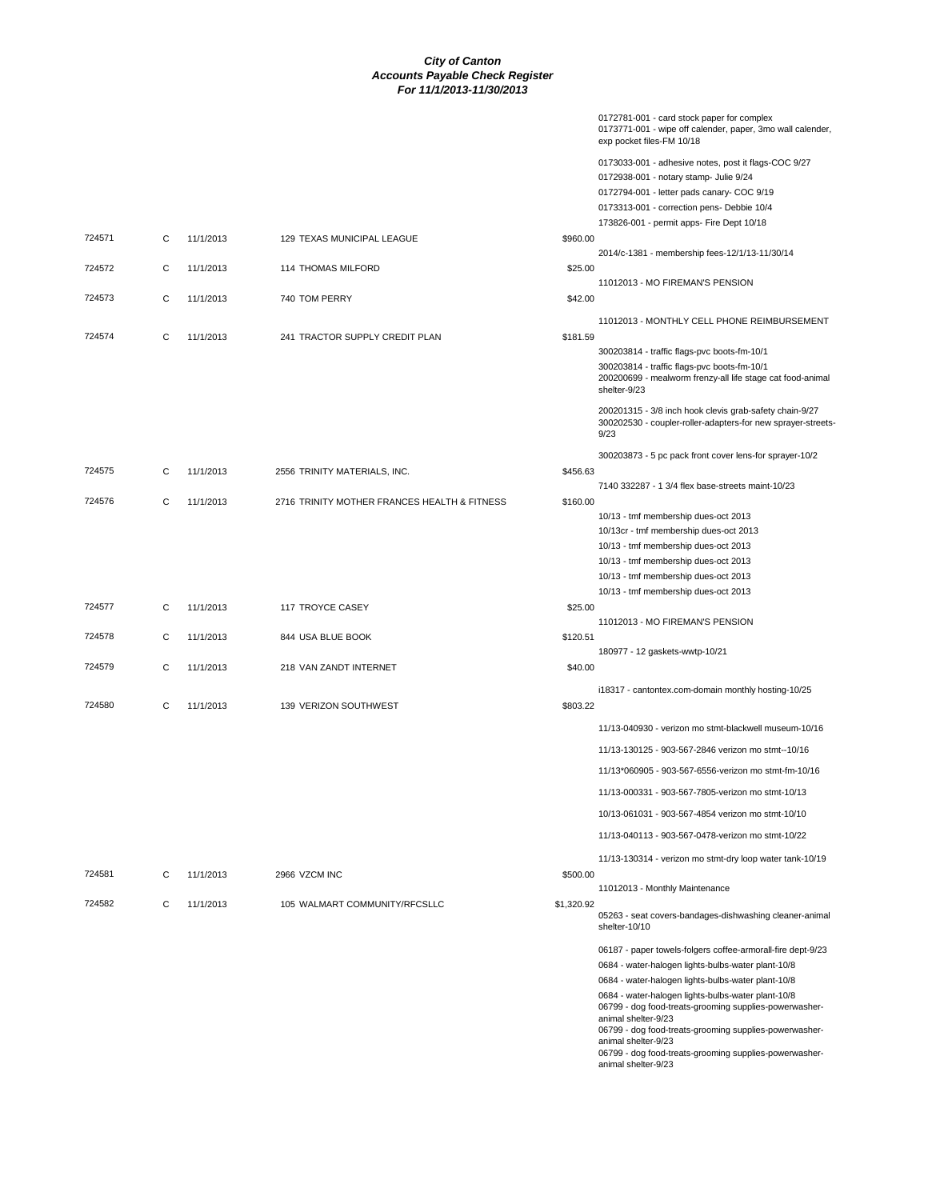# City of Canton
## Accounts Payable Check Register
### For 11/1/2013-11/30/2013

| Check # | Type | Date | Vendor | Amount | Description |
|---|---|---|---|---|---|
| | | | | | 0172781-001 - card stock paper for complex |
| | | | | | 0173771-001 - wipe off calender, paper, 3mo wall calender, exp pocket files-FM 10/18 |
| | | | | | 0173033-001 - adhesive notes, post it flags-COC 9/27 |
| | | | | | 0172938-001 - notary stamp- Julie 9/24 |
| | | | | | 0172794-001 - letter pads canary- COC 9/19 |
| | | | | | 0173313-001 - correction pens- Debbie 10/4 |
| | | | | | 173826-001 - permit apps- Fire Dept 10/18 |
| 724571 | C | 11/1/2013 | 129 TEXAS MUNICIPAL LEAGUE | $960.00 | |
| | | | | | 2014/c-1381 - membership fees-12/1/13-11/30/14 |
| 724572 | C | 11/1/2013 | 114 THOMAS MILFORD | $25.00 | |
| | | | | | 11012013 - MO FIREMAN'S PENSION |
| 724573 | C | 11/1/2013 | 740 TOM PERRY | $42.00 | |
| | | | | | 11012013 - MONTHLY CELL PHONE REIMBURSEMENT |
| 724574 | C | 11/1/2013 | 241 TRACTOR SUPPLY CREDIT PLAN | $181.59 | |
| | | | | | 300203814 - traffic flags-pvc boots-fm-10/1 |
| | | | | | 300203814 - traffic flags-pvc boots-fm-10/1 |
| | | | | | 200200699 - mealworm frenzy-all life stage cat food-animal shelter-9/23 |
| | | | | | 200201315 - 3/8 inch hook clevis grab-safety chain-9/27 |
| | | | | | 300202530 - coupler-roller-adapters-for new sprayer-streets-9/23 |
| | | | | | 300203873 - 5 pc pack front cover lens-for sprayer-10/2 |
| 724575 | C | 11/1/2013 | 2556 TRINITY MATERIALS, INC. | $456.63 | |
| | | | | | 7140 332287 - 1 3/4 flex base-streets maint-10/23 |
| 724576 | C | 11/1/2013 | 2716 TRINITY MOTHER FRANCES HEALTH & FITNESS | $160.00 | |
| | | | | | 10/13 - tmf membership dues-oct 2013 |
| | | | | | 10/13cr - tmf membership dues-oct 2013 |
| | | | | | 10/13 - tmf membership dues-oct 2013 |
| | | | | | 10/13 - tmf membership dues-oct 2013 |
| | | | | | 10/13 - tmf membership dues-oct 2013 |
| | | | | | 10/13 - tmf membership dues-oct 2013 |
| 724577 | C | 11/1/2013 | 117 TROYCE CASEY | $25.00 | |
| | | | | | 11012013 - MO FIREMAN'S PENSION |
| 724578 | C | 11/1/2013 | 844 USA BLUE BOOK | $120.51 | |
| | | | | | 180977 - 12 gaskets-wwtp-10/21 |
| 724579 | C | 11/1/2013 | 218 VAN ZANDT INTERNET | $40.00 | |
| | | | | | i18317 - cantontex.com-domain monthly hosting-10/25 |
| 724580 | C | 11/1/2013 | 139 VERIZON SOUTHWEST | $803.22 | |
| | | | | | 11/13-040930 - verizon mo stmt-blackwell museum-10/16 |
| | | | | | 11/13-130125 - 903-567-2846 verizon mo stmt--10/16 |
| | | | | | 11/13*060905 - 903-567-6556-verizon mo stmt-fm-10/16 |
| | | | | | 11/13-000331 - 903-567-7805-verizon mo stmt-10/13 |
| | | | | | 10/13-061031 - 903-567-4854 verizon mo stmt-10/10 |
| | | | | | 11/13-040113 - 903-567-0478-verizon mo stmt-10/22 |
| | | | | | 11/13-130314 - verizon mo stmt-dry loop water tank-10/19 |
| 724581 | C | 11/1/2013 | 2966 VZCM INC | $500.00 | |
| | | | | | 11012013 - Monthly Maintenance |
| 724582 | C | 11/1/2013 | 105 WALMART COMMUNITY/RFCSLLC | $1,320.92 | |
| | | | | | 05263 - seat covers-bandages-dishwashing cleaner-animal shelter-10/10 |
| | | | | | 06187 - paper towels-folgers coffee-armorall-fire dept-9/23 |
| | | | | | 0684 - water-halogen lights-bulbs-water plant-10/8 |
| | | | | | 0684 - water-halogen lights-bulbs-water plant-10/8 |
| | | | | | 0684 - water-halogen lights-bulbs-water plant-10/8 |
| | | | | | 06799 - dog food-treats-grooming supplies-powerwasher-animal shelter-9/23 |
| | | | | | 06799 - dog food-treats-grooming supplies-powerwasher-animal shelter-9/23 |
| | | | | | 06799 - dog food-treats-grooming supplies-powerwasher-animal shelter-9/23 |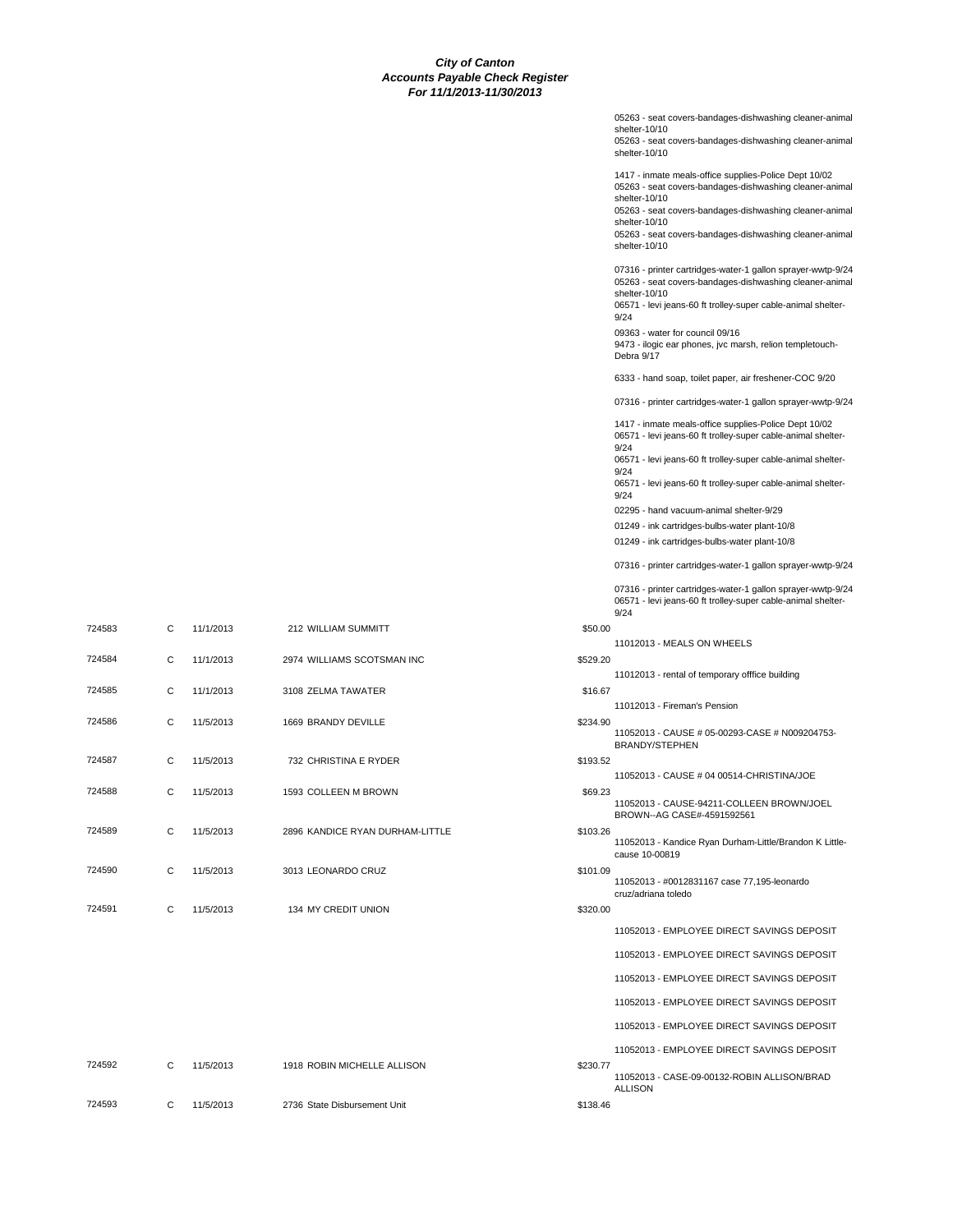***City of Canton***
***Accounts Payable Check Register***
***For 11/1/2013-11/30/2013***

| | | | | | |
|---|---|---|---|---|---|
| | | | | | 05263 - seat covers-bandages-dishwashing cleaner-animal shelter-10/10 |
| | | | | | 05263 - seat covers-bandages-dishwashing cleaner-animal shelter-10/10 |
| | | | | | 1417 - inmate meals-office supplies-Police Dept 10/02 |
| | | | | | 05263 - seat covers-bandages-dishwashing cleaner-animal shelter-10/10 |
| | | | | | 05263 - seat covers-bandages-dishwashing cleaner-animal shelter-10/10 |
| | | | | | 05263 - seat covers-bandages-dishwashing cleaner-animal shelter-10/10 |
| | | | | | 07316 - printer cartridges-water-1 gallon sprayer-wwtp-9/24 |
| | | | | | 05263 - seat covers-bandages-dishwashing cleaner-animal shelter-10/10 |
| | | | | | 06571 - levi jeans-60 ft trolley-super cable-animal shelter-9/24 |
| | | | | | 09363 - water for council 09/16 |
| | | | | | 9473 - ilogic ear phones, jvc marsh, relion templetouch-Debra 9/17 |
| | | | | | 6333 - hand soap, toilet paper, air freshener-COC 9/20 |
| | | | | | 07316 - printer cartridges-water-1 gallon sprayer-wwtp-9/24 |
| | | | | | 1417 - inmate meals-office supplies-Police Dept 10/02 |
| | | | | | 06571 - levi jeans-60 ft trolley-super cable-animal shelter-9/24 |
| | | | | | 06571 - levi jeans-60 ft trolley-super cable-animal shelter-9/24 |
| | | | | | 06571 - levi jeans-60 ft trolley-super cable-animal shelter-9/24 |
| | | | | | 02295 - hand vacuum-animal shelter-9/29 |
| | | | | | 01249 - ink cartridges-bulbs-water plant-10/8 |
| | | | | | 01249 - ink cartridges-bulbs-water plant-10/8 |
| | | | | | 07316 - printer cartridges-water-1 gallon sprayer-wwtp-9/24 |
| | | | | | 07316 - printer cartridges-water-1 gallon sprayer-wwtp-9/24 |
| | | | | | 06571 - levi jeans-60 ft trolley-super cable-animal shelter-9/24 |
| 724583 | C | 11/1/2013 | 212 WILLIAM SUMMITT | $50.00 | |
| | | | | | 11012013 - MEALS ON WHEELS |
| 724584 | C | 11/1/2013 | 2974 WILLIAMS SCOTSMAN INC | $529.20 | |
| | | | | | 11012013 - rental of temporary offfice building |
| 724585 | C | 11/1/2013 | 3108 ZELMA TAWATER | $16.67 | |
| | | | | | 11012013 - Fireman's Pension |
| 724586 | C | 11/5/2013 | 1669 BRANDY DEVILLE | $234.90 | |
| | | | | | 11052013 - CAUSE # 05-00293-CASE # N009204753-BRANDY/STEPHEN |
| 724587 | C | 11/5/2013 | 732 CHRISTINA E RYDER | $193.52 | |
| | | | | | 11052013 - CAUSE # 04 00514-CHRISTINA/JOE |
| 724588 | C | 11/5/2013 | 1593 COLLEEN M BROWN | $69.23 | |
| | | | | | 11052013 - CAUSE-94211-COLLEEN BROWN/JOEL BROWN--AG CASE#-4591592561 |
| 724589 | C | 11/5/2013 | 2896 KANDICE RYAN DURHAM-LITTLE | $103.26 | |
| | | | | | 11052013 - Kandice Ryan Durham-Little/Brandon K Little-cause 10-00819 |
| 724590 | C | 11/5/2013 | 3013 LEONARDO CRUZ | $101.09 | |
| | | | | | 11052013 - #0012831167 case 77,195-leonardo cruz/adriana toledo |
| 724591 | C | 11/5/2013 | 134 MY CREDIT UNION | $320.00 | |
| | | | | | 11052013 - EMPLOYEE DIRECT SAVINGS DEPOSIT |
| | | | | | 11052013 - EMPLOYEE DIRECT SAVINGS DEPOSIT |
| | | | | | 11052013 - EMPLOYEE DIRECT SAVINGS DEPOSIT |
| | | | | | 11052013 - EMPLOYEE DIRECT SAVINGS DEPOSIT |
| | | | | | 11052013 - EMPLOYEE DIRECT SAVINGS DEPOSIT |
| | | | | | 11052013 - EMPLOYEE DIRECT SAVINGS DEPOSIT |
| 724592 | C | 11/5/2013 | 1918 ROBIN MICHELLE ALLISON | $230.77 | |
| | | | | | 11052013 - CASE-09-00132-ROBIN ALLISON/BRAD ALLISON |
| 724593 | C | 11/5/2013 | 2736 State Disbursement Unit | $138.46 | |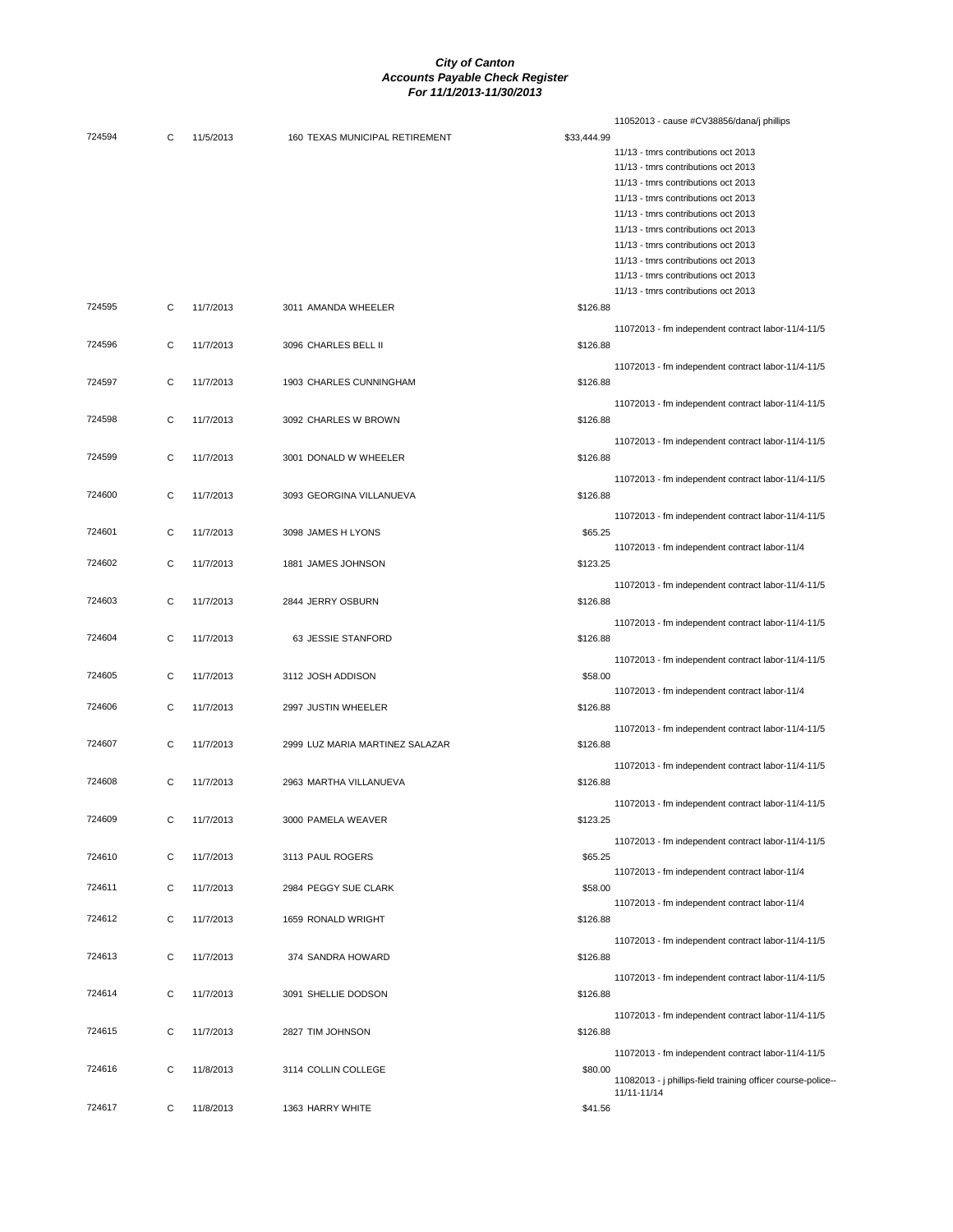# City of Canton
## Accounts Payable Check Register
### For 11/1/2013-11/30/2013

| Check # | Type | Date | Vendor | Amount | Description |
|---|---|---|---|---|---|
| | | | | | 11052013 - cause #CV38856/dana/j phillips |
| 724594 | C | 11/5/2013 | 160 TEXAS MUNICIPAL RETIREMENT | $33,444.99 | |
| | | | | | 11/13 - tmrs contributions oct 2013 |
| | | | | | 11/13 - tmrs contributions oct 2013 |
| | | | | | 11/13 - tmrs contributions oct 2013 |
| | | | | | 11/13 - tmrs contributions oct 2013 |
| | | | | | 11/13 - tmrs contributions oct 2013 |
| | | | | | 11/13 - tmrs contributions oct 2013 |
| | | | | | 11/13 - tmrs contributions oct 2013 |
| | | | | | 11/13 - tmrs contributions oct 2013 |
| | | | | | 11/13 - tmrs contributions oct 2013 |
| | | | | | 11/13 - tmrs contributions oct 2013 |
| 724595 | C | 11/7/2013 | 3011 AMANDA WHEELER | $126.88 | 11072013 - fm independent contract labor-11/4-11/5 |
| 724596 | C | 11/7/2013 | 3096 CHARLES BELL II | $126.88 | 11072013 - fm independent contract labor-11/4-11/5 |
| 724597 | C | 11/7/2013 | 1903 CHARLES CUNNINGHAM | $126.88 | 11072013 - fm independent contract labor-11/4-11/5 |
| 724598 | C | 11/7/2013 | 3092 CHARLES W BROWN | $126.88 | 11072013 - fm independent contract labor-11/4-11/5 |
| 724599 | C | 11/7/2013 | 3001 DONALD W WHEELER | $126.88 | 11072013 - fm independent contract labor-11/4-11/5 |
| 724600 | C | 11/7/2013 | 3093 GEORGINA VILLANUEVA | $126.88 | 11072013 - fm independent contract labor-11/4-11/5 |
| 724601 | C | 11/7/2013 | 3098 JAMES H LYONS | $65.25 | 11072013 - fm independent contract labor-11/4 |
| 724602 | C | 11/7/2013 | 1881 JAMES JOHNSON | $123.25 | 11072013 - fm independent contract labor-11/4-11/5 |
| 724603 | C | 11/7/2013 | 2844 JERRY OSBURN | $126.88 | 11072013 - fm independent contract labor-11/4-11/5 |
| 724604 | C | 11/7/2013 | 63 JESSIE STANFORD | $126.88 | 11072013 - fm independent contract labor-11/4-11/5 |
| 724605 | C | 11/7/2013 | 3112 JOSH ADDISON | $58.00 | 11072013 - fm independent contract labor-11/4 |
| 724606 | C | 11/7/2013 | 2997 JUSTIN WHEELER | $126.88 | 11072013 - fm independent contract labor-11/4-11/5 |
| 724607 | C | 11/7/2013 | 2999 LUZ MARIA MARTINEZ SALAZAR | $126.88 | 11072013 - fm independent contract labor-11/4-11/5 |
| 724608 | C | 11/7/2013 | 2963 MARTHA VILLANUEVA | $126.88 | 11072013 - fm independent contract labor-11/4-11/5 |
| 724609 | C | 11/7/2013 | 3000 PAMELA WEAVER | $123.25 | 11072013 - fm independent contract labor-11/4-11/5 |
| 724610 | C | 11/7/2013 | 3113 PAUL ROGERS | $65.25 | 11072013 - fm independent contract labor-11/4 |
| 724611 | C | 11/7/2013 | 2984 PEGGY SUE CLARK | $58.00 | 11072013 - fm independent contract labor-11/4 |
| 724612 | C | 11/7/2013 | 1659 RONALD WRIGHT | $126.88 | 11072013 - fm independent contract labor-11/4-11/5 |
| 724613 | C | 11/7/2013 | 374 SANDRA HOWARD | $126.88 | 11072013 - fm independent contract labor-11/4-11/5 |
| 724614 | C | 11/7/2013 | 3091 SHELLIE DODSON | $126.88 | 11072013 - fm independent contract labor-11/4-11/5 |
| 724615 | C | 11/7/2013 | 2827 TIM JOHNSON | $126.88 | 11072013 - fm independent contract labor-11/4-11/5 |
| 724616 | C | 11/8/2013 | 3114 COLLIN COLLEGE | $80.00 | 11082013 - j phillips-field training officer course-police--11/11-11/14 |
| 724617 | C | 11/8/2013 | 1363 HARRY WHITE | $41.56 | |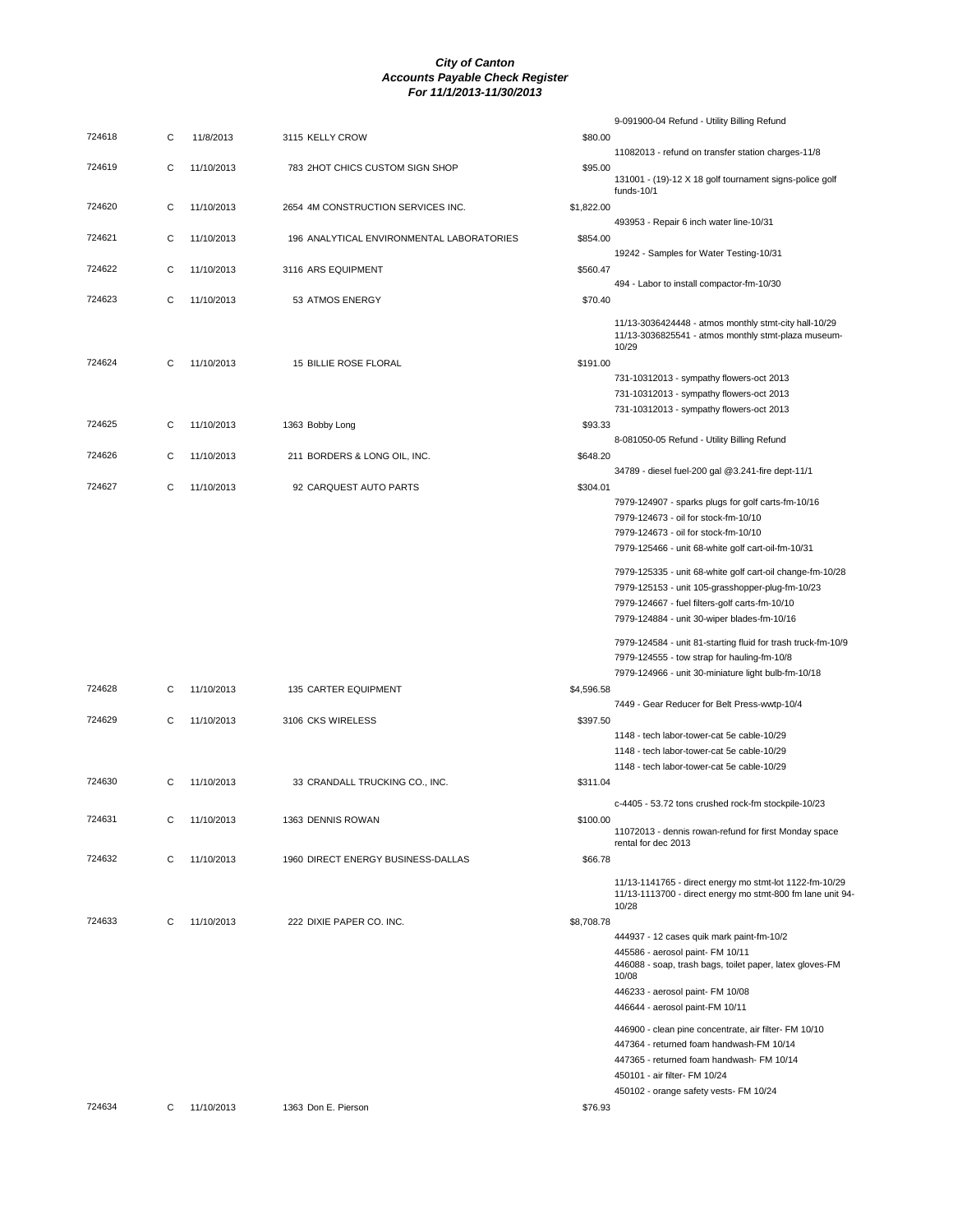# City of Canton
## Accounts Payable Check Register
### For 11/1/2013-11/30/2013

| Check # | Type | Date | Vendor | Amount | Description |
|---|---|---|---|---|---|
| | | | | | 9-091900-04 Refund - Utility Billing Refund |
| 724618 | C | 11/8/2013 | 3115 KELLY CROW | $80.00 | |
| | | | | | 11082013 - refund on transfer station charges-11/8 |
| 724619 | C | 11/10/2013 | 783 2HOT CHICS CUSTOM SIGN SHOP | $95.00 | |
| | | | | | 131001 - (19)-12 X 18 golf tournament signs-police golf funds-10/1 |
| 724620 | C | 11/10/2013 | 2654 4M CONSTRUCTION SERVICES INC. | $1,822.00 | |
| | | | | | 493953 - Repair 6 inch water line-10/31 |
| 724621 | C | 11/10/2013 | 196 ANALYTICAL ENVIRONMENTAL LABORATORIES | $854.00 | |
| | | | | | 19242 - Samples for Water Testing-10/31 |
| 724622 | C | 11/10/2013 | 3116 ARS EQUIPMENT | $560.47 | |
| | | | | | 494 - Labor to install compactor-fm-10/30 |
| 724623 | C | 11/10/2013 | 53 ATMOS ENERGY | $70.40 | |
| | | | | | 11/13-3036424448 - atmos monthly stmt-city hall-10/29 |
| | | | | | 11/13-3036825541 - atmos monthly stmt-plaza museum-10/29 |
| 724624 | C | 11/10/2013 | 15 BILLIE ROSE FLORAL | $191.00 | |
| | | | | | 731-10312013 - sympathy flowers-oct 2013 |
| | | | | | 731-10312013 - sympathy flowers-oct 2013 |
| | | | | | 731-10312013 - sympathy flowers-oct 2013 |
| 724625 | C | 11/10/2013 | 1363 Bobby Long | $93.33 | |
| | | | | | 8-081050-05 Refund - Utility Billing Refund |
| 724626 | C | 11/10/2013 | 211 BORDERS & LONG OIL, INC. | $648.20 | |
| | | | | | 34789 - diesel fuel-200 gal @3.241-fire dept-11/1 |
| 724627 | C | 11/10/2013 | 92 CARQUEST AUTO PARTS | $304.01 | |
| | | | | | 7979-124907 - sparks plugs for golf carts-fm-10/16 |
| | | | | | 7979-124673 - oil for stock-fm-10/10 |
| | | | | | 7979-124673 - oil for stock-fm-10/10 |
| | | | | | 7979-125466 - unit 68-white golf cart-oil-fm-10/31 |
| | | | | | 7979-125335 - unit 68-white golf cart-oil change-fm-10/28 |
| | | | | | 7979-125153 - unit 105-grasshopper-plug-fm-10/23 |
| | | | | | 7979-124667 - fuel filters-golf carts-fm-10/10 |
| | | | | | 7979-124884 - unit 30-wiper blades-fm-10/16 |
| | | | | | 7979-124584 - unit 81-starting fluid for trash truck-fm-10/9 |
| | | | | | 7979-124555 - tow strap for hauling-fm-10/8 |
| | | | | | 7979-124966 - unit 30-miniature light bulb-fm-10/18 |
| 724628 | C | 11/10/2013 | 135 CARTER EQUIPMENT | $4,596.58 | |
| | | | | | 7449 - Gear Reducer for Belt Press-wwtp-10/4 |
| 724629 | C | 11/10/2013 | 3106 CKS WIRELESS | $397.50 | |
| | | | | | 1148 - tech labor-tower-cat 5e cable-10/29 |
| | | | | | 1148 - tech labor-tower-cat 5e cable-10/29 |
| | | | | | 1148 - tech labor-tower-cat 5e cable-10/29 |
| 724630 | C | 11/10/2013 | 33 CRANDALL TRUCKING CO., INC. | $311.04 | |
| | | | | | c-4405 - 53.72 tons crushed rock-fm stockpile-10/23 |
| 724631 | C | 11/10/2013 | 1363 DENNIS ROWAN | $100.00 | |
| | | | | | 11072013 - dennis rowan-refund for first Monday space rental for dec 2013 |
| 724632 | C | 11/10/2013 | 1960 DIRECT ENERGY BUSINESS-DALLAS | $66.78 | |
| | | | | | 11/13-1141765 - direct energy mo stmt-lot 1122-fm-10/29 |
| | | | | | 11/13-1113700 - direct energy mo stmt-800 fm lane unit 94-10/28 |
| 724633 | C | 11/10/2013 | 222 DIXIE PAPER CO. INC. | $8,708.78 | |
| | | | | | 444937 - 12 cases quik mark paint-fm-10/2 |
| | | | | | 445586 - aerosol paint- FM 10/11 |
| | | | | | 446088 - soap, trash bags, toilet paper, latex gloves-FM 10/08 |
| | | | | | 446233 - aerosol paint- FM 10/08 |
| | | | | | 446644 - aerosol paint-FM 10/11 |
| | | | | | 446900 - clean pine concentrate, air filter- FM 10/10 |
| | | | | | 447364 - returned foam handwash-FM 10/14 |
| | | | | | 447365 - returned foam handwash- FM 10/14 |
| | | | | | 450101 - air filter- FM 10/24 |
| | | | | | 450102 - orange safety vests- FM 10/24 |
| 724634 | C | 11/10/2013 | 1363 Don E. Pierson | $76.93 | |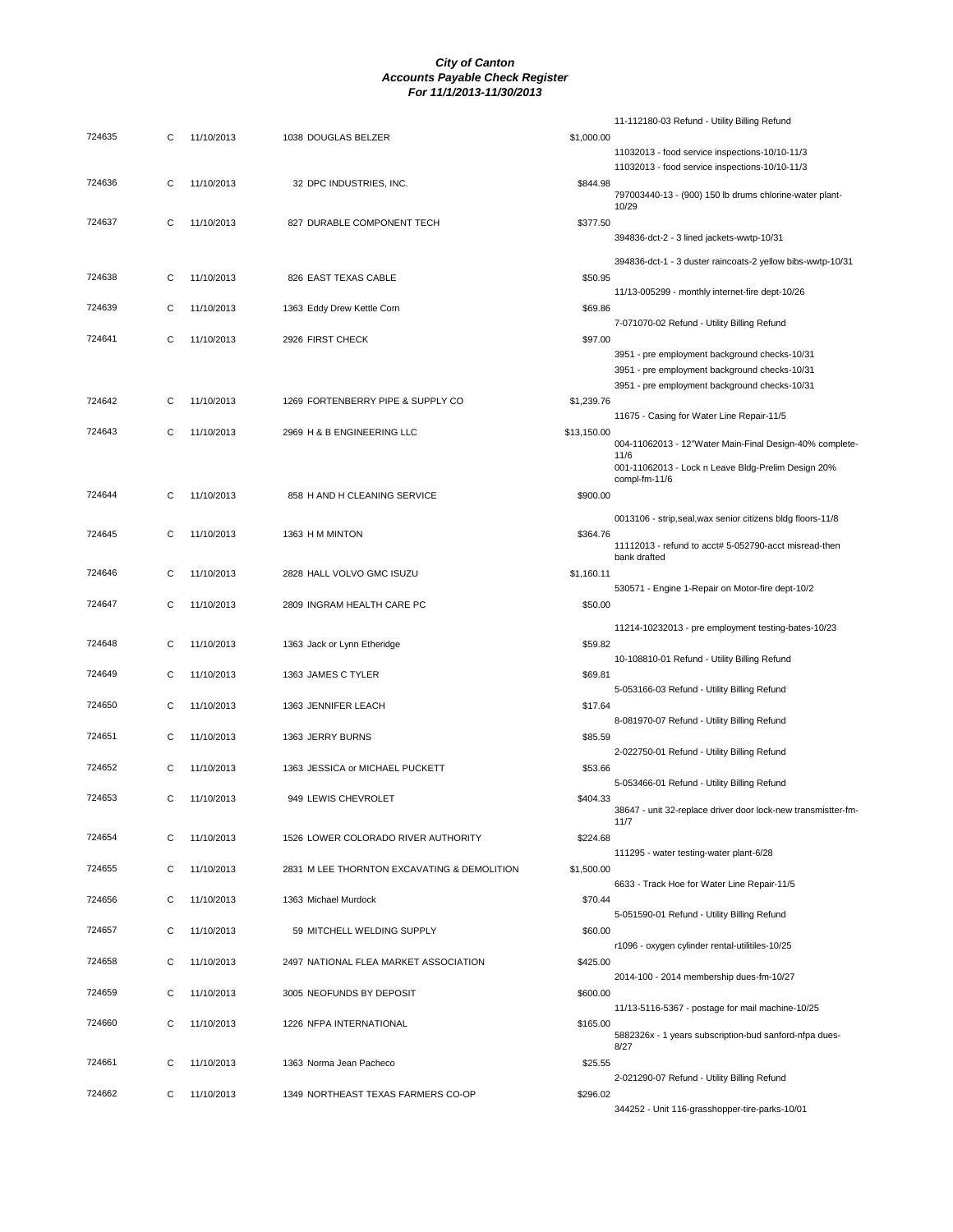# City of Canton
## Accounts Payable Check Register
### For 11/1/2013-11/30/2013

| Check # | Type | Date | Vendor | Amount | Description |
|---|---|---|---|---|---|
| | | | | | 11-112180-03 Refund - Utility Billing Refund |
| 724635 | C | 11/10/2013 | 1038 DOUGLAS BELZER | $1,000.00 | |
| | | | | | 11032013 - food service inspections-10/10-11/3 |
| | | | | | 11032013 - food service inspections-10/10-11/3 |
| 724636 | C | 11/10/2013 | 32 DPC INDUSTRIES, INC. | $844.98 | |
| | | | | | 797003440-13 - (900) 150 lb drums chlorine-water plant-10/29 |
| 724637 | C | 11/10/2013 | 827 DURABLE COMPONENT TECH | $377.50 | |
| | | | | | 394836-dct-2 - 3 lined jackets-wwtp-10/31 |
| | | | | | 394836-dct-1 - 3 duster raincoats-2 yellow bibs-wwtp-10/31 |
| 724638 | C | 11/10/2013 | 826 EAST TEXAS CABLE | $50.95 | |
| | | | | | 11/13-005299 - monthly internet-fire dept-10/26 |
| 724639 | C | 11/10/2013 | 1363 Eddy Drew Kettle Corn | $69.86 | |
| | | | | | 7-071070-02 Refund - Utility Billing Refund |
| 724641 | C | 11/10/2013 | 2926 FIRST CHECK | $97.00 | |
| | | | | | 3951 - pre employment background checks-10/31 |
| | | | | | 3951 - pre employment background checks-10/31 |
| | | | | | 3951 - pre employment background checks-10/31 |
| 724642 | C | 11/10/2013 | 1269 FORTENBERRY PIPE & SUPPLY CO | $1,239.76 | |
| | | | | | 11675 - Casing for Water Line Repair-11/5 |
| 724643 | C | 11/10/2013 | 2969 H & B ENGINEERING LLC | $13,150.00 | |
| | | | | | 004-11062013 - 12"Water Main-Final Design-40% complete-11/6 |
| | | | | | 001-11062013 - Lock n Leave Bldg-Prelim Design 20% compl-fm-11/6 |
| 724644 | C | 11/10/2013 | 858 H AND H CLEANING SERVICE | $900.00 | |
| | | | | | 0013106 - strip,seal,wax senior citizens bldg floors-11/8 |
| 724645 | C | 11/10/2013 | 1363 H M MINTON | $364.76 | |
| | | | | | 11112013 - refund to acct# 5-052790-acct misread-then bank drafted |
| 724646 | C | 11/10/2013 | 2828 HALL VOLVO GMC ISUZU | $1,160.11 | |
| | | | | | 530571 - Engine 1-Repair on Motor-fire dept-10/2 |
| 724647 | C | 11/10/2013 | 2809 INGRAM HEALTH CARE PC | $50.00 | |
| | | | | | 11214-10232013 - pre employment testing-bates-10/23 |
| 724648 | C | 11/10/2013 | 1363 Jack or Lynn Etheridge | $59.82 | |
| | | | | | 10-108810-01 Refund - Utility Billing Refund |
| 724649 | C | 11/10/2013 | 1363 JAMES C TYLER | $69.81 | |
| | | | | | 5-053166-03 Refund - Utility Billing Refund |
| 724650 | C | 11/10/2013 | 1363 JENNIFER LEACH | $17.64 | |
| | | | | | 8-081970-07 Refund - Utility Billing Refund |
| 724651 | C | 11/10/2013 | 1363 JERRY BURNS | $85.59 | |
| | | | | | 2-022750-01 Refund - Utility Billing Refund |
| 724652 | C | 11/10/2013 | 1363 JESSICA or MICHAEL PUCKETT | $53.66 | |
| | | | | | 5-053466-01 Refund - Utility Billing Refund |
| 724653 | C | 11/10/2013 | 949 LEWIS CHEVROLET | $404.33 | |
| | | | | | 38647 - unit 32-replace driver door lock-new transmistter-fm-11/7 |
| 724654 | C | 11/10/2013 | 1526 LOWER COLORADO RIVER AUTHORITY | $224.68 | |
| | | | | | 111295 - water testing-water plant-6/28 |
| 724655 | C | 11/10/2013 | 2831 M LEE THORNTON EXCAVATING & DEMOLITION | $1,500.00 | |
| | | | | | 6633 - Track Hoe for Water Line Repair-11/5 |
| 724656 | C | 11/10/2013 | 1363 Michael Murdock | $70.44 | |
| | | | | | 5-051590-01 Refund - Utility Billing Refund |
| 724657 | C | 11/10/2013 | 59 MITCHELL WELDING SUPPLY | $60.00 | |
| | | | | | r1096 - oxygen cylinder rental-utilitiles-10/25 |
| 724658 | C | 11/10/2013 | 2497 NATIONAL FLEA MARKET ASSOCIATION | $425.00 | |
| | | | | | 2014-100 - 2014 membership dues-fm-10/27 |
| 724659 | C | 11/10/2013 | 3005 NEOFUNDS BY DEPOSIT | $600.00 | |
| | | | | | 11/13-5116-5367 - postage for mail machine-10/25 |
| 724660 | C | 11/10/2013 | 1226 NFPA INTERNATIONAL | $165.00 | |
| | | | | | 5882326x - 1 years subscription-bud sanford-nfpa dues-8/27 |
| 724661 | C | 11/10/2013 | 1363 Norma Jean Pacheco | $25.55 | |
| | | | | | 2-021290-07 Refund - Utility Billing Refund |
| 724662 | C | 11/10/2013 | 1349 NORTHEAST TEXAS FARMERS CO-OP | $296.02 | |
| | | | | | 344252 - Unit 116-grasshopper-tire-parks-10/01 |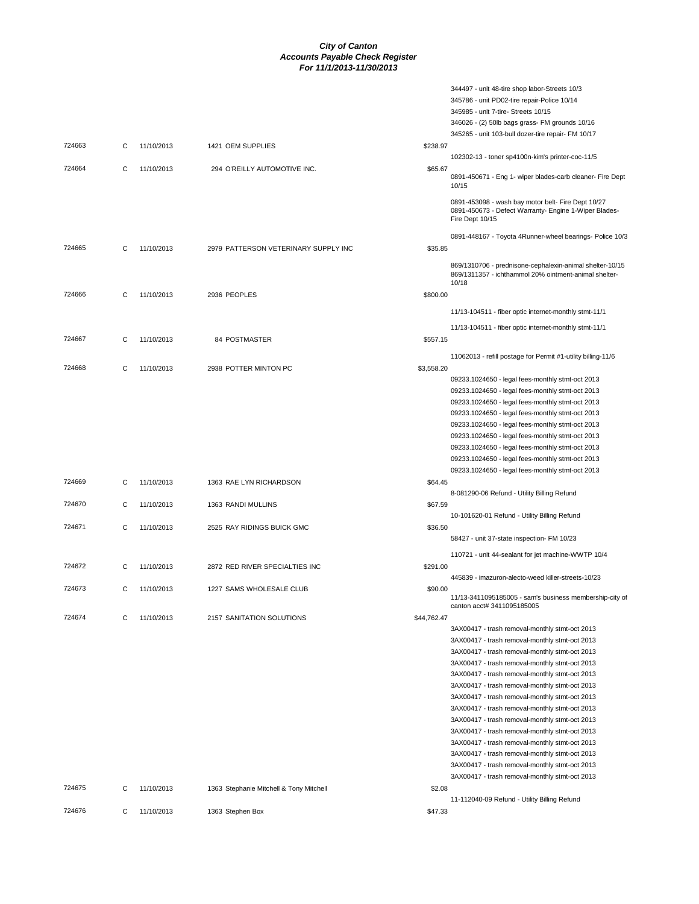# City of Canton
## Accounts Payable Check Register
### For 11/1/2013-11/30/2013

| Check # | Type | Date | Vendor | Amount | Description |
|---|---|---|---|---|---|
| | | | | | 344497 - unit 48-tire shop labor-Streets 10/3 |
| | | | | | 345786 - unit PD02-tire repair-Police 10/14 |
| | | | | | 345985 - unit 7-tire- Streets 10/15 |
| | | | | | 346026 - (2) 50lb bags grass- FM grounds 10/16 |
| | | | | | 345265 - unit 103-bull dozer-tire repair- FM 10/17 |
| 724663 | C | 11/10/2013 | 1421 OEM SUPPLIES | $238.97 | |
| | | | | | 102302-13 - toner sp4100n-kim's printer-coc-11/5 |
| 724664 | C | 11/10/2013 | 294 O'REILLY AUTOMOTIVE INC. | $65.67 | |
| | | | | | 0891-450671 - Eng 1- wiper blades-carb cleaner- Fire Dept 10/15 |
| | | | | | 0891-453098 - wash bay motor belt- Fire Dept 10/27 |
| | | | | | 0891-450673 - Defect Warranty- Engine 1-Wiper Blades- Fire Dept 10/15 |
| | | | | | 0891-448167 - Toyota 4Runner-wheel bearings- Police 10/3 |
| 724665 | C | 11/10/2013 | 2979 PATTERSON VETERINARY SUPPLY INC | $35.85 | |
| | | | | | 869/1310706 - prednisone-cephalexin-animal shelter-10/15 |
| | | | | | 869/1311357 - ichthammol 20% ointment-animal shelter-10/18 |
| 724666 | C | 11/10/2013 | 2936 PEOPLES | $800.00 | |
| | | | | | 11/13-104511 - fiber optic internet-monthly stmt-11/1 |
| | | | | | 11/13-104511 - fiber optic internet-monthly stmt-11/1 |
| 724667 | C | 11/10/2013 | 84 POSTMASTER | $557.15 | |
| | | | | | 11062013 - refill postage for Permit #1-utility billing-11/6 |
| 724668 | C | 11/10/2013 | 2938 POTTER MINTON PC | $3,558.20 | |
| | | | | | 09233.1024650 - legal fees-monthly stmt-oct 2013 |
| | | | | | 09233.1024650 - legal fees-monthly stmt-oct 2013 |
| | | | | | 09233.1024650 - legal fees-monthly stmt-oct 2013 |
| | | | | | 09233.1024650 - legal fees-monthly stmt-oct 2013 |
| | | | | | 09233.1024650 - legal fees-monthly stmt-oct 2013 |
| | | | | | 09233.1024650 - legal fees-monthly stmt-oct 2013 |
| | | | | | 09233.1024650 - legal fees-monthly stmt-oct 2013 |
| | | | | | 09233.1024650 - legal fees-monthly stmt-oct 2013 |
| | | | | | 09233.1024650 - legal fees-monthly stmt-oct 2013 |
| 724669 | C | 11/10/2013 | 1363 RAE LYN RICHARDSON | $64.45 | |
| | | | | | 8-081290-06 Refund - Utility Billing Refund |
| 724670 | C | 11/10/2013 | 1363 RANDI MULLINS | $67.59 | |
| | | | | | 10-101620-01 Refund - Utility Billing Refund |
| 724671 | C | 11/10/2013 | 2525 RAY RIDINGS BUICK GMC | $36.50 | |
| | | | | | 58427 - unit 37-state inspection- FM 10/23 |
| | | | | | 110721 - unit 44-sealant for jet machine-WWTP 10/4 |
| 724672 | C | 11/10/2013 | 2872 RED RIVER SPECIALTIES INC | $291.00 | |
| | | | | | 445839 - imazuron-alecto-weed killer-streets-10/23 |
| 724673 | C | 11/10/2013 | 1227 SAMS WHOLESALE CLUB | $90.00 | |
| | | | | | 11/13-3411095185005 - sam's business membership-city of canton acct# 3411095185005 |
| 724674 | C | 11/10/2013 | 2157 SANITATION SOLUTIONS | $44,762.47 | |
| | | | | | 3AX00417 - trash removal-monthly stmt-oct 2013 |
| | | | | | 3AX00417 - trash removal-monthly stmt-oct 2013 |
| | | | | | 3AX00417 - trash removal-monthly stmt-oct 2013 |
| | | | | | 3AX00417 - trash removal-monthly stmt-oct 2013 |
| | | | | | 3AX00417 - trash removal-monthly stmt-oct 2013 |
| | | | | | 3AX00417 - trash removal-monthly stmt-oct 2013 |
| | | | | | 3AX00417 - trash removal-monthly stmt-oct 2013 |
| | | | | | 3AX00417 - trash removal-monthly stmt-oct 2013 |
| | | | | | 3AX00417 - trash removal-monthly stmt-oct 2013 |
| | | | | | 3AX00417 - trash removal-monthly stmt-oct 2013 |
| | | | | | 3AX00417 - trash removal-monthly stmt-oct 2013 |
| | | | | | 3AX00417 - trash removal-monthly stmt-oct 2013 |
| | | | | | 3AX00417 - trash removal-monthly stmt-oct 2013 |
| | | | | | 3AX00417 - trash removal-monthly stmt-oct 2013 |
| 724675 | C | 11/10/2013 | 1363 Stephanie Mitchell & Tony Mitchell | $2.08 | |
| | | | | | 11-112040-09 Refund - Utility Billing Refund |
| 724676 | C | 11/10/2013 | 1363 Stephen Box | $47.33 | |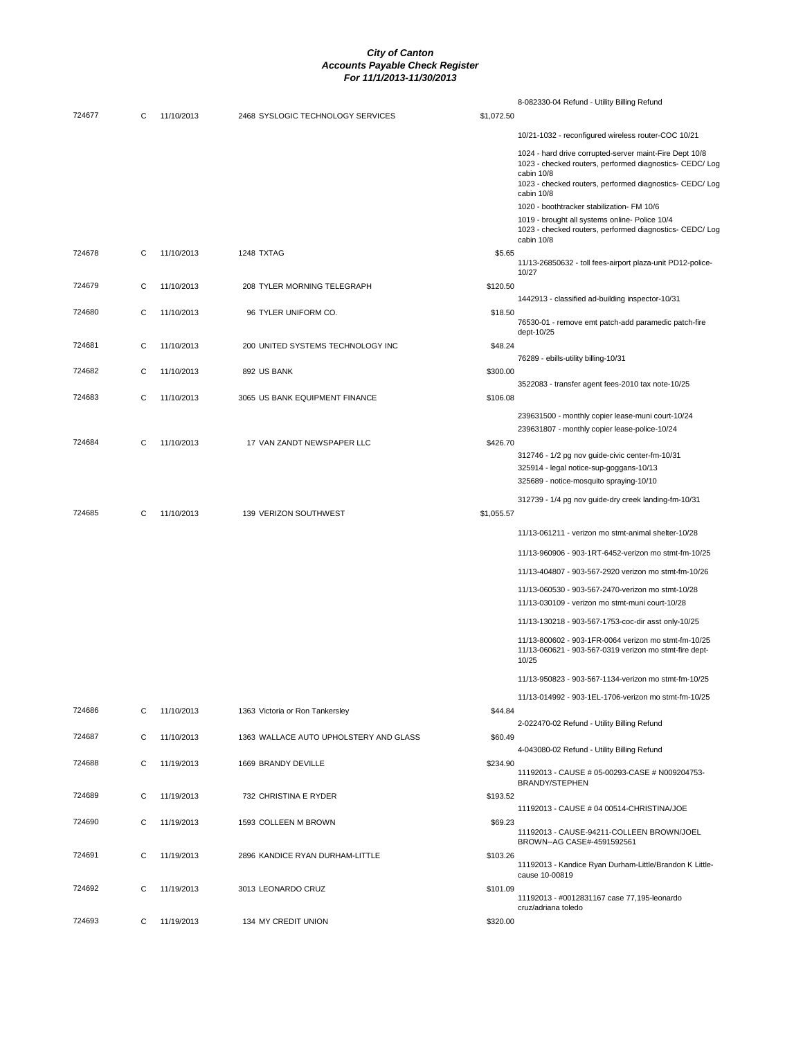# City of Canton
## Accounts Payable Check Register
### For 11/1/2013-11/30/2013

| Check # | Type | Date | Vendor | Amount | Description |
|---|---|---|---|---|---|
| | | | | | 8-082330-04 Refund - Utility Billing Refund |
| 724677 | C | 11/10/2013 | 2468 SYSLOGIC TECHNOLOGY SERVICES | $1,072.50 | |
| | | | | | 10/21-1032 - reconfigured wireless router-COC 10/21 |
| | | | | | 1024 - hard drive corrupted-server maint-Fire Dept 10/8 |
| | | | | | 1023 - checked routers, performed diagnostics- CEDC/ Log cabin 10/8 |
| | | | | | 1023 - checked routers, performed diagnostics- CEDC/ Log cabin 10/8 |
| | | | | | 1020 - boothtracker stabilization- FM 10/6 |
| | | | | | 1019 - brought all systems online- Police 10/4 |
| | | | | | 1023 - checked routers, performed diagnostics- CEDC/ Log cabin 10/8 |
| 724678 | C | 11/10/2013 | 1248 TXTAG | $5.65 | |
| | | | | | 11/13-26850632 - toll fees-airport plaza-unit PD12-police-10/27 |
| 724679 | C | 11/10/2013 | 208 TYLER MORNING TELEGRAPH | $120.50 | |
| | | | | | 1442913 - classified ad-building inspector-10/31 |
| 724680 | C | 11/10/2013 | 96 TYLER UNIFORM CO. | $18.50 | |
| | | | | | 76530-01 - remove emt patch-add paramedic patch-fire dept-10/25 |
| 724681 | C | 11/10/2013 | 200 UNITED SYSTEMS TECHNOLOGY INC | $48.24 | |
| | | | | | 76289 - ebills-utility billing-10/31 |
| 724682 | C | 11/10/2013 | 892 US BANK | $300.00 | |
| | | | | | 3522083 - transfer agent fees-2010 tax note-10/25 |
| 724683 | C | 11/10/2013 | 3065 US BANK EQUIPMENT FINANCE | $106.08 | |
| | | | | | 239631500 - monthly copier lease-muni court-10/24 |
| | | | | | 239631807 - monthly copier lease-police-10/24 |
| 724684 | C | 11/10/2013 | 17 VAN ZANDT NEWSPAPER LLC | $426.70 | |
| | | | | | 312746 - 1/2 pg nov guide-civic center-fm-10/31 |
| | | | | | 325914 - legal notice-sup-goggans-10/13 |
| | | | | | 325689 - notice-mosquito spraying-10/10 |
| | | | | | 312739 - 1/4 pg nov guide-dry creek landing-fm-10/31 |
| 724685 | C | 11/10/2013 | 139 VERIZON SOUTHWEST | $1,055.57 | |
| | | | | | 11/13-061211 - verizon mo stmt-animal shelter-10/28 |
| | | | | | 11/13-960906 - 903-1RT-6452-verizon mo stmt-fm-10/25 |
| | | | | | 11/13-404807 - 903-567-2920 verizon mo stmt-fm-10/26 |
| | | | | | 11/13-060530 - 903-567-2470-verizon mo stmt-10/28 |
| | | | | | 11/13-030109 - verizon mo stmt-muni court-10/28 |
| | | | | | 11/13-130218 - 903-567-1753-coc-dir asst only-10/25 |
| | | | | | 11/13-800602 - 903-1FR-0064 verizon mo stmt-fm-10/25 |
| | | | | | 11/13-060621 - 903-567-0319 verizon mo stmt-fire dept-10/25 |
| | | | | | 11/13-950823 - 903-567-1134-verizon mo stmt-fm-10/25 |
| | | | | | 11/13-014992 - 903-1EL-1706-verizon mo stmt-fm-10/25 |
| 724686 | C | 11/10/2013 | 1363 Victoria or Ron Tankersley | $44.84 | |
| | | | | | 2-022470-02 Refund - Utility Billing Refund |
| 724687 | C | 11/10/2013 | 1363 WALLACE AUTO UPHOLSTERY AND GLASS | $60.49 | |
| | | | | | 4-043080-02 Refund - Utility Billing Refund |
| 724688 | C | 11/19/2013 | 1669 BRANDY DEVILLE | $234.90 | |
| | | | | | 11192013 - CAUSE # 05-00293-CASE # N009204753-BRANDY/STEPHEN |
| 724689 | C | 11/19/2013 | 732 CHRISTINA E RYDER | $193.52 | |
| | | | | | 11192013 - CAUSE # 04 00514-CHRISTINA/JOE |
| 724690 | C | 11/19/2013 | 1593 COLLEEN M BROWN | $69.23 | |
| | | | | | 11192013 - CAUSE-94211-COLLEEN BROWN/JOEL BROWN--AG CASE#-4591592561 |
| 724691 | C | 11/19/2013 | 2896 KANDICE RYAN DURHAM-LITTLE | $103.26 | |
| | | | | | 11192013 - Kandice Ryan Durham-Little/Brandon K Little-cause 10-00819 |
| 724692 | C | 11/19/2013 | 3013 LEONARDO CRUZ | $101.09 | |
| | | | | | 11192013 - #0012831167 case 77,195-leonardo cruz/adriana toledo |
| 724693 | C | 11/19/2013 | 134 MY CREDIT UNION | $320.00 | |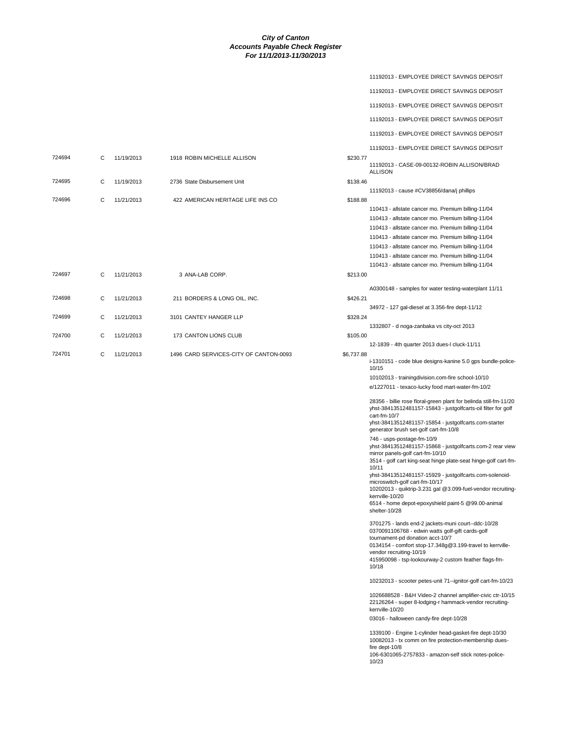# City of Canton
## Accounts Payable Check Register
### For 11/1/2013-11/30/2013

| Check # | Type | Date | Vendor | Amount | Description |
|---|---|---|---|---|---|
| | | | | | 11192013 - EMPLOYEE DIRECT SAVINGS DEPOSIT |
| | | | | | 11192013 - EMPLOYEE DIRECT SAVINGS DEPOSIT |
| | | | | | 11192013 - EMPLOYEE DIRECT SAVINGS DEPOSIT |
| | | | | | 11192013 - EMPLOYEE DIRECT SAVINGS DEPOSIT |
| | | | | | 11192013 - EMPLOYEE DIRECT SAVINGS DEPOSIT |
| | | | | | 11192013 - EMPLOYEE DIRECT SAVINGS DEPOSIT |
| 724694 | C | 11/19/2013 | 1918 ROBIN MICHELLE ALLISON | $230.77 | |
| | | | | | 11192013 - CASE-09-00132-ROBIN ALLISON/BRAD ALLISON |
| 724695 | C | 11/19/2013 | 2736 State Disbursement Unit | $138.46 | |
| | | | | | 11192013 - cause #CV38856/dana/j phillips |
| 724696 | C | 11/21/2013 | 422 AMERICAN HERITAGE LIFE INS CO | $188.88 | |
| | | | | | 110413 - allstate cancer mo. Premium billing-11/04 |
| | | | | | 110413 - allstate cancer mo. Premium billing-11/04 |
| | | | | | 110413 - allstate cancer mo. Premium billing-11/04 |
| | | | | | 110413 - allstate cancer mo. Premium billing-11/04 |
| | | | | | 110413 - allstate cancer mo. Premium billing-11/04 |
| | | | | | 110413 - allstate cancer mo. Premium billing-11/04 |
| | | | | | 110413 - allstate cancer mo. Premium billing-11/04 |
| 724697 | C | 11/21/2013 | 3 ANA-LAB CORP. | $213.00 | |
| | | | | | A0300148 - samples for water testing-waterplant 11/11 |
| 724698 | C | 11/21/2013 | 211 BORDERS & LONG OIL, INC. | $426.21 | |
| | | | | | 34972 - 127 gal-diesel at 3.356-fire dept-11/12 |
| 724699 | C | 11/21/2013 | 3101 CANTEY HANGER LLP | $328.24 | |
| | | | | | 1332807 - d noga-zanbaka vs city-oct 2013 |
| 724700 | C | 11/21/2013 | 173 CANTON LIONS CLUB | $105.00 | |
| | | | | | 12-1839 - 4th quarter 2013 dues-l cluck-11/11 |
| 724701 | C | 11/21/2013 | 1496 CARD SERVICES-CITY OF CANTON-0093 | $6,737.88 | |
| | | | | | i-1310151 - code blue designs-kanine 5.0 gps bundle-police-10/15 |
| | | | | | 10102013 - trainingdivision.com-fire school-10/10 |
| | | | | | e/1227011 - texaco-lucky food mart-water-fm-10/2 |
| | | | | | 28356 - billie rose floral-green plant for belinda still-fm-11/20 |
| | | | | | yhst-38413512481157-15843 - justgolfcarts-oil filter for golf cart-fm-10/7 |
| | | | | | yhst-38413512481157-15854 - justgolfcarts.com-starter generator brush set-golf cart-fm-10/8 |
| | | | | | 746 - usps-postage-fm-10/9 |
| | | | | | yhst-38413512481157-15868 - justgolfcarts.com-2 rear view mirror panels-golf cart-fm-10/10 |
| | | | | | 3514 - golf cart king-seat hinge plate-seat hinge-golf cart-fm-10/11 |
| | | | | | yhst-38413512481157-15929 - justgolfcarts.com-solenoid-microswitch-golf cart-fm-10/17 |
| | | | | | 10202013 - quiktrip-3.231 gal @3.099-fuel-vendor recruiting-kerrville-10/20 |
| | | | | | 6514 - home depot-epoxyshield paint-5 @99.00-animal shelter-10/28 |
| | | | | | 3701275 - lands end-2 jackets-muni court--ddc-10/28 |
| | | | | | 0370091106768 - edwin watts golf-gift cards-golf tournament-pd donation acct-10/7 |
| | | | | | 0134154 - comfort stop-17.348g@3.199-travel to kerrville-vendor recruiting-10/19 |
| | | | | | 415950098 - tsp-lookourway-2 custom feather flags-fm-10/18 |
| | | | | | 10232013 - scooter petes-unit 71--ignitor-golf cart-fm-10/23 |
| | | | | | 1026688528 - B&H Video-2 channel amplifier-civic ctr-10/15 |
| | | | | | 22126264 - super 8-lodging-r hammack-vendor recruiting-kerrville-10/20 |
| | | | | | 03016 - halloween candy-fire dept-10/28 |
| | | | | | 1339100 - Engine 1-cylinder head-gasket-fire dept-10/30 |
| | | | | | 10082013 - tx comm on fire protection-membership dues-fire dept-10/8 |
| | | | | | 106-6301065-2757833 - amazon-self stick notes-police-10/23 |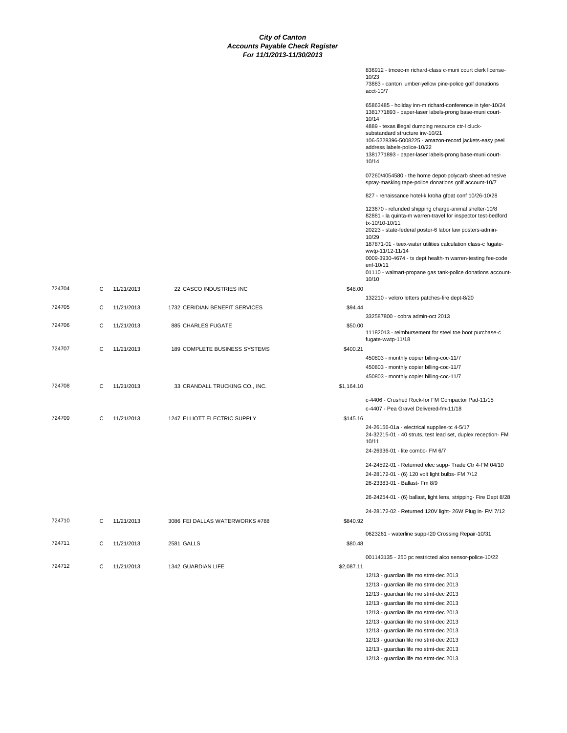# City of Canton
## Accounts Payable Check Register
### For 11/1/2013-11/30/2013

| Check # | Type | Date | Vendor | Amount | Description |
|---|---|---|---|---|---|
| | | | | | 836912 - tmcec-m richard-class c-muni court clerk license-10/23 |
| | | | | | 73883 - canton lumber-yellow pine-police golf donations acct-10/7 |
| | | | | | 65863485 - holiday inn-m richard-conference in tyler-10/24 |
| | | | | | 1381771893 - paper-laser labels-prong base-muni court-10/14 |
| | | | | | 4889 - texas illegal dumping resource ctr-l cluck-substandard structure inv-10/21 |
| | | | | | 106-5228396-5008225 - amazon-record jackets-easy peel address labels-police-10/22 |
| | | | | | 1381771893 - paper-laser labels-prong base-muni court-10/14 |
| | | | | | 07260/4054580 - the home depot-polycarb sheet-adhesive spray-masking tape-police donations golf account-10/7 |
| | | | | | 827 - renaissance hotel-k kroha gfoat conf 10/26-10/28 |
| | | | | | 123670 - refunded shipping charge-animal shelter-10/8 |
| | | | | | 82881 - la quinta-m warren-travel for inspector test-bedford tx-10/10-10/11 |
| | | | | | 20223 - state-federal poster-6 labor law posters-admin-10/29 |
| | | | | | 187871-01 - teex-water utilities calculation class-c fugate-wwtp-11/12-11/14 |
| | | | | | 0009-3930-4674 - tx dept health-m warren-testing fee-code enf-10/11 |
| | | | | | 01110 - walmart-propane gas tank-police donations account-10/10 |
| 724704 | C | 11/21/2013 | 22 CASCO INDUSTRIES INC | $48.00 | |
| | | | | | 132210 - velcro letters patches-fire dept-8/20 |
| 724705 | C | 11/21/2013 | 1732 CERIDIAN BENEFIT SERVICES | $94.44 | |
| | | | | | 332587800 - cobra admin-oct 2013 |
| 724706 | C | 11/21/2013 | 885 CHARLES FUGATE | $50.00 | |
| | | | | | 11182013 - reimbursement for steel toe boot purchase-c fugate-wwtp-11/18 |
| 724707 | C | 11/21/2013 | 189 COMPLETE BUSINESS SYSTEMS | $400.21 | |
| | | | | | 450803 - monthly copier billing-coc-11/7 |
| | | | | | 450803 - monthly copier billing-coc-11/7 |
| | | | | | 450803 - monthly copier billing-coc-11/7 |
| 724708 | C | 11/21/2013 | 33 CRANDALL TRUCKING CO., INC. | $1,164.10 | |
| | | | | | c-4406 - Crushed Rock-for FM Compactor Pad-11/15 |
| | | | | | c-4407 - Pea Gravel Delivered-fm-11/18 |
| 724709 | C | 11/21/2013 | 1247 ELLIOTT ELECTRIC SUPPLY | $145.16 | |
| | | | | | 24-26156-01a - electrical supplies-tc 4-5/17 |
| | | | | | 24-32215-01 - 40 struts, test lead set, duplex reception- FM 10/11 |
| | | | | | 24-26936-01 - lite combo- FM 6/7 |
| | | | | | 24-24592-01 - Returned elec supp- Trade Ctr 4-FM 04/10 |
| | | | | | 24-28172-01 - (6) 120 volt light bulbs- FM 7/12 |
| | | | | | 26-23383-01 - Ballast- Fm 8/9 |
| | | | | | 26-24254-01 - (6) ballast, light lens, stripping- Fire Dept 8/28 |
| | | | | | 24-28172-02 - Returned 120V light- 26W Plug in- FM 7/12 |
| 724710 | C | 11/21/2013 | 3086 FEI DALLAS WATERWORKS #788 | $840.92 | |
| | | | | | 0623261 - waterline supp-I20 Crossing Repair-10/31 |
| 724711 | C | 11/21/2013 | 2581 GALLS | $80.48 | |
| | | | | | 001143135 - 250 pc restricted alco sensor-police-10/22 |
| 724712 | C | 11/21/2013 | 1342 GUARDIAN LIFE | $2,087.11 | |
| | | | | | 12/13 - guardian life mo stmt-dec 2013 |
| | | | | | 12/13 - guardian life mo stmt-dec 2013 |
| | | | | | 12/13 - guardian life mo stmt-dec 2013 |
| | | | | | 12/13 - guardian life mo stmt-dec 2013 |
| | | | | | 12/13 - guardian life mo stmt-dec 2013 |
| | | | | | 12/13 - guardian life mo stmt-dec 2013 |
| | | | | | 12/13 - guardian life mo stmt-dec 2013 |
| | | | | | 12/13 - guardian life mo stmt-dec 2013 |
| | | | | | 12/13 - guardian life mo stmt-dec 2013 |
| | | | | | 12/13 - guardian life mo stmt-dec 2013 |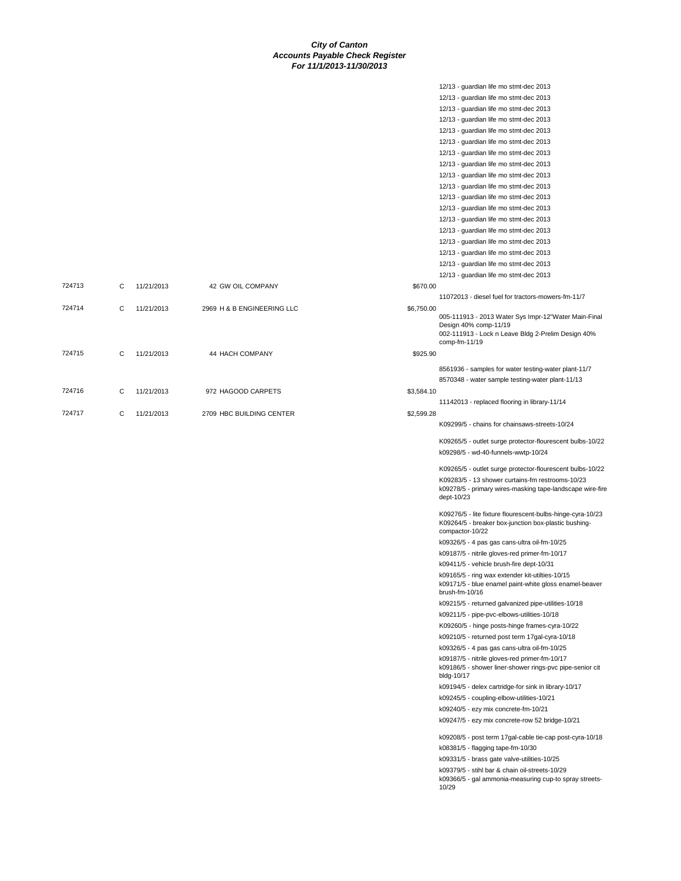**City of Canton**
**Accounts Payable Check Register**
**For 11/1/2013-11/30/2013**

| Check # | Type | Date | Vendor | Amount | Description |
|---|---|---|---|---|---|
| | | | | | 12/13 - guardian life mo stmt-dec 2013 |
| | | | | | 12/13 - guardian life mo stmt-dec 2013 |
| | | | | | 12/13 - guardian life mo stmt-dec 2013 |
| | | | | | 12/13 - guardian life mo stmt-dec 2013 |
| | | | | | 12/13 - guardian life mo stmt-dec 2013 |
| | | | | | 12/13 - guardian life mo stmt-dec 2013 |
| | | | | | 12/13 - guardian life mo stmt-dec 2013 |
| | | | | | 12/13 - guardian life mo stmt-dec 2013 |
| | | | | | 12/13 - guardian life mo stmt-dec 2013 |
| | | | | | 12/13 - guardian life mo stmt-dec 2013 |
| | | | | | 12/13 - guardian life mo stmt-dec 2013 |
| | | | | | 12/13 - guardian life mo stmt-dec 2013 |
| | | | | | 12/13 - guardian life mo stmt-dec 2013 |
| | | | | | 12/13 - guardian life mo stmt-dec 2013 |
| | | | | | 12/13 - guardian life mo stmt-dec 2013 |
| | | | | | 12/13 - guardian life mo stmt-dec 2013 |
| | | | | | 12/13 - guardian life mo stmt-dec 2013 |
| | | | | | 12/13 - guardian life mo stmt-dec 2013 |
| 724713 | C | 11/21/2013 | 42 GW OIL COMPANY | $670.00 | |
| | | | | | 11072013 - diesel fuel for tractors-mowers-fm-11/7 |
| 724714 | C | 11/21/2013 | 2969 H & B ENGINEERING LLC | $6,750.00 | |
| | | | | | 005-111913 - 2013 Water Sys Impr-12"Water Main-Final Design 40% comp-11/19 |
| | | | | | 002-111913 - Lock n Leave Bldg 2-Prelim Design 40% comp-fm-11/19 |
| 724715 | C | 11/21/2013 | 44 HACH COMPANY | $925.90 | |
| | | | | | 8561936 - samples for water testing-water plant-11/7 |
| | | | | | 8570348 - water sample testing-water plant-11/13 |
| 724716 | C | 11/21/2013 | 972 HAGOOD CARPETS | $3,584.10 | |
| | | | | | 11142013 - replaced flooring in library-11/14 |
| 724717 | C | 11/21/2013 | 2709 HBC BUILDING CENTER | $2,599.28 | |
| | | | | | K09299/5 - chains for chainsaws-streets-10/24 |
| | | | | | K09265/5 - outlet surge protector-flourescent bulbs-10/22 |
| | | | | | k09298/5 - wd-40-funnels-wwtp-10/24 |
| | | | | | K09265/5 - outlet surge protector-flourescent bulbs-10/22 |
| | | | | | K09283/5 - 13 shower curtains-fm restrooms-10/23 |
| | | | | | k09278/5 - primary wires-masking tape-landscape wire-fire dept-10/23 |
| | | | | | K09276/5 - lite fixture flourescent-bulbs-hinge-cyra-10/23 |
| | | | | | K09264/5 - breaker box-junction box-plastic bushing-compactor-10/22 |
| | | | | | k09326/5 - 4 pas gas cans-ultra oil-fm-10/25 |
| | | | | | k09187/5 - nitrile gloves-red primer-fm-10/17 |
| | | | | | k09411/5 - vehicle brush-fire dept-10/31 |
| | | | | | k09165/5 - ring wax extender kit-utilties-10/15 |
| | | | | | k09171/5 - blue enamel paint-white gloss enamel-beaver brush-fm-10/16 |
| | | | | | k09215/5 - returned galvanized pipe-utilities-10/18 |
| | | | | | k09211/5 - pipe-pvc-elbows-utilities-10/18 |
| | | | | | K09260/5 - hinge posts-hinge frames-cyra-10/22 |
| | | | | | k09210/5 - returned post term 17gal-cyra-10/18 |
| | | | | | k09326/5 - 4 pas gas cans-ultra oil-fm-10/25 |
| | | | | | k09187/5 - nitrile gloves-red primer-fm-10/17 |
| | | | | | k09186/5 - shower liner-shower rings-pvc pipe-senior cit bldg-10/17 |
| | | | | | k09194/5 - delex cartridge-for sink in library-10/17 |
| | | | | | k09245/5 - coupling-elbow-utilities-10/21 |
| | | | | | k09240/5 - ezy mix concrete-fm-10/21 |
| | | | | | k09247/5 - ezy mix concrete-row 52 bridge-10/21 |
| | | | | | k09208/5 - post term 17gal-cable tie-cap post-cyra-10/18 |
| | | | | | k08381/5 - flagging tape-fm-10/30 |
| | | | | | k09331/5 - brass gate valve-utilities-10/25 |
| | | | | | k09379/5 - stihl bar & chain oil-streets-10/29 |
| | | | | | k09366/5 - gal ammonia-measuring cup-to spray streets-10/29 |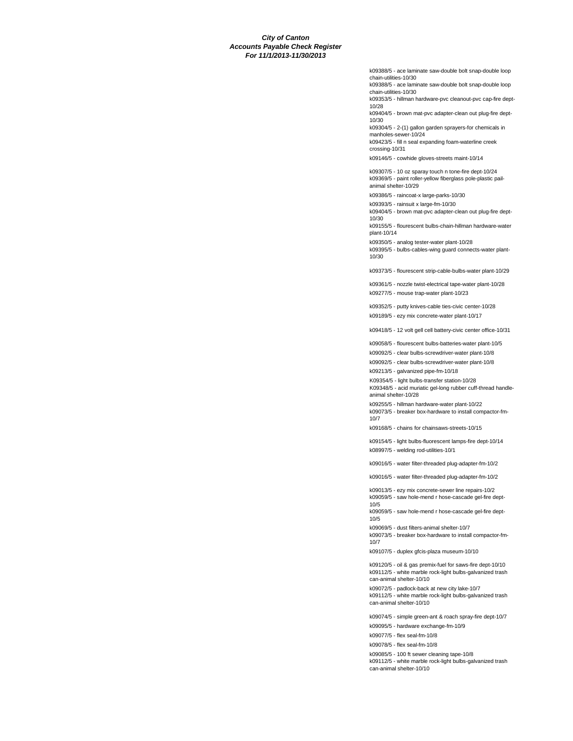**City of Canton**
**Accounts Payable Check Register**
**For 11/1/2013-11/30/2013**

k09388/5 - ace laminate saw-double bolt snap-double loop chain-utilities-10/30

k09388/5 - ace laminate saw-double bolt snap-double loop chain-utilities-10/30

k09353/5 - hillman hardware-pvc cleanout-pvc cap-fire dept-10/28

k09404/5 - brown mat-pvc adapter-clean out plug-fire dept-10/30

k09304/5 - 2-(1) gallon garden sprayers-for chemicals in manholes-sewer-10/24

k09423/5 - fill n seal expanding foam-waterline creek crossing-10/31

k09146/5 - cowhide gloves-streets maint-10/14

k09307/5 - 10 oz sparay touch n tone-fire dept-10/24

k09369/5 - paint roller-yellow fiberglass pole-plastic pail-animal shelter-10/29

k09386/5 - raincoat-x large-parks-10/30

k09393/5 - rainsuit x large-fm-10/30

k09404/5 - brown mat-pvc adapter-clean out plug-fire dept-10/30

k09155/5 - flourescent bulbs-chain-hillman hardware-water plant-10/14

k09350/5 - analog tester-water plant-10/28

k09395/5 - bulbs-cables-wing guard connects-water plant-10/30

k09373/5 - flourescent strip-cable-bulbs-water plant-10/29

k09361/5 - nozzle twist-electrical tape-water plant-10/28

k09277/5 - mouse trap-water plant-10/23

k09352/5 - putty knives-cable ties-civic center-10/28

k09189/5 - ezy mix concrete-water plant-10/17

k09418/5 - 12 volt gell cell battery-civic center office-10/31

k09058/5 - flourescent bulbs-batteries-water plant-10/5

k09092/5 - clear bulbs-screwdriver-water plant-10/8

k09092/5 - clear bulbs-screwdriver-water plant-10/8

k09213/5 - galvanized pipe-fm-10/18

K09354/5 - light bulbs-transfer station-10/28

K09348/5 - acid muriatic gel-long rubber cuff-thread handle-animal shelter-10/28

k09255/5 - hillman hardware-water plant-10/22

k09073/5 - breaker box-hardware to install compactor-fm-10/7

k09168/5 - chains for chainsaws-streets-10/15

k09154/5 - light bulbs-fluorescent lamps-fire dept-10/14

k08997/5 - welding rod-utilities-10/1

k09016/5 - water filter-threaded plug-adapter-fm-10/2

k09016/5 - water filter-threaded plug-adapter-fm-10/2

k09013/5 - ezy mix concrete-sewer line repairs-10/2

k09059/5 - saw hole-mend r hose-cascade gel-fire dept-10/5

k09059/5 - saw hole-mend r hose-cascade gel-fire dept-10/5

k09069/5 - dust filters-animal shelter-10/7

k09073/5 - breaker box-hardware to install compactor-fm-10/7

k09107/5 - duplex gfcis-plaza museum-10/10

k09120/5 - oil & gas premix-fuel for saws-fire dept-10/10

k09112/5 - white marble rock-light bulbs-galvanized trash can-animal shelter-10/10

k09072/5 - padlock-back at new city lake-10/7

k09112/5 - white marble rock-light bulbs-galvanized trash can-animal shelter-10/10

k09074/5 - simple green-ant & roach spray-fire dept-10/7

k09095/5 - hardware exchange-fm-10/9

k09077/5 - flex seal-fm-10/8

k09078/5 - flex seal-fm-10/8

k09085/5 - 100 ft sewer cleaning tape-10/8

k09112/5 - white marble rock-light bulbs-galvanized trash can-animal shelter-10/10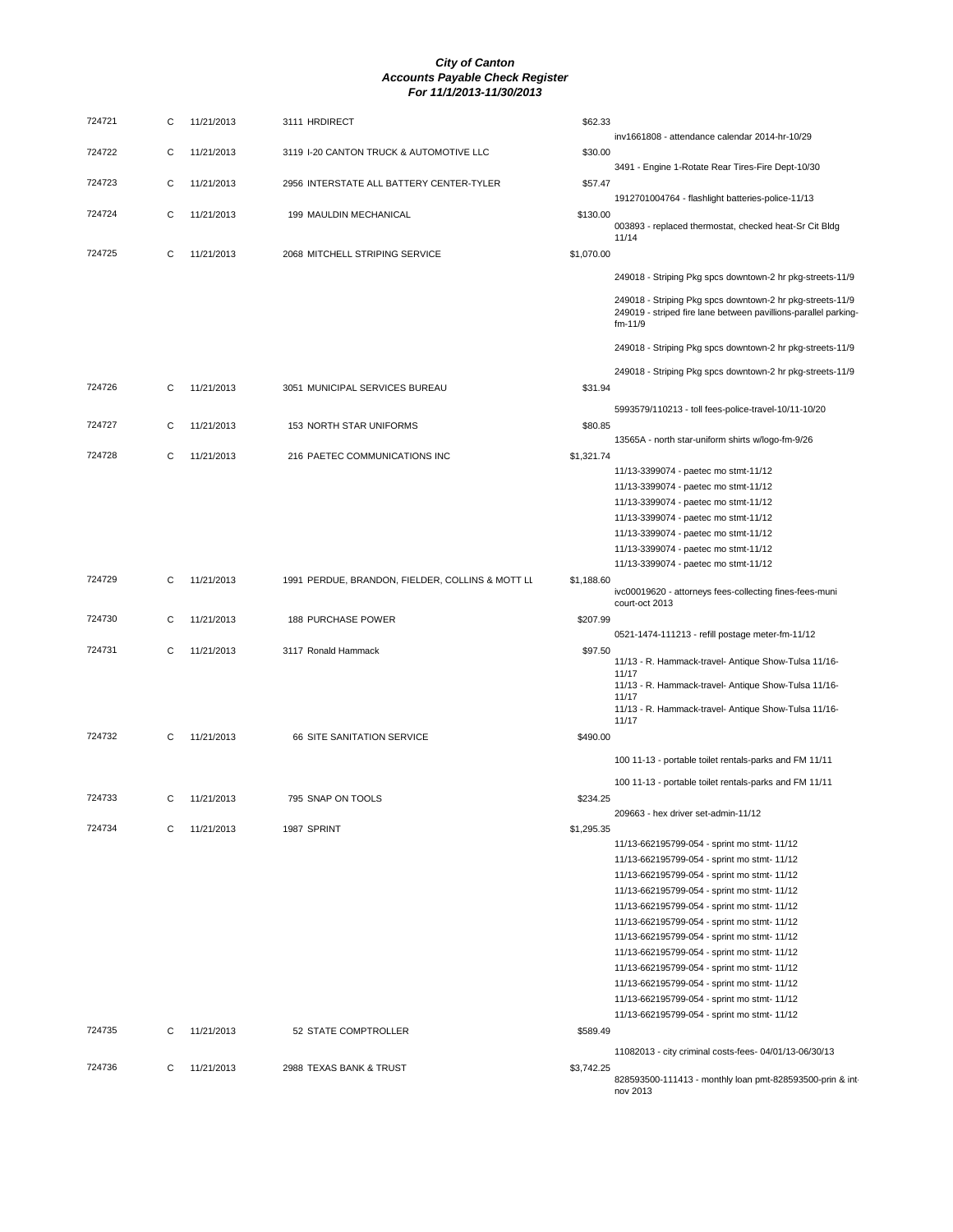***City of Canton***
***Accounts Payable Check Register***
***For 11/1/2013-11/30/2013***

| | | | | | |
|---|---|---|---|---|---|
| 724721 | C | 11/21/2013 | 3111 HRDIRECT | $62.33 | |
| | | | | | inv1661808 - attendance calendar 2014-hr-10/29 |
| 724722 | C | 11/21/2013 | 3119 I-20 CANTON TRUCK & AUTOMOTIVE LLC | $30.00 | |
| | | | | | 3491 - Engine 1-Rotate Rear Tires-Fire Dept-10/30 |
| 724723 | C | 11/21/2013 | 2956 INTERSTATE ALL BATTERY CENTER-TYLER | $57.47 | |
| | | | | | 1912701004764 - flashlight batteries-police-11/13 |
| 724724 | C | 11/21/2013 | 199 MAULDIN MECHANICAL | $130.00 | |
| | | | | | 003893 - replaced thermostat, checked heat-Sr Cit Bldg 11/14 |
| 724725 | C | 11/21/2013 | 2068 MITCHELL STRIPING SERVICE | $1,070.00 | |
| | | | | | 249018 - Striping Pkg spcs downtown-2 hr pkg-streets-11/9 |
| | | | | | 249018 - Striping Pkg spcs downtown-2 hr pkg-streets-11/9 |
| | | | | | 249019 - striped fire lane between pavillions-parallel parking-fm-11/9 |
| | | | | | 249018 - Striping Pkg spcs downtown-2 hr pkg-streets-11/9 |
| | | | | | 249018 - Striping Pkg spcs downtown-2 hr pkg-streets-11/9 |
| 724726 | C | 11/21/2013 | 3051 MUNICIPAL SERVICES BUREAU | $31.94 | |
| | | | | | 5993579/110213 - toll fees-police-travel-10/11-10/20 |
| 724727 | C | 11/21/2013 | 153 NORTH STAR UNIFORMS | $80.85 | |
| | | | | | 13565A - north star-uniform shirts w/logo-fm-9/26 |
| 724728 | C | 11/21/2013 | 216 PAETEC COMMUNICATIONS INC | $1,321.74 | |
| | | | | | 11/13-3399074 - paetec mo stmt-11/12 |
| | | | | | 11/13-3399074 - paetec mo stmt-11/12 |
| | | | | | 11/13-3399074 - paetec mo stmt-11/12 |
| | | | | | 11/13-3399074 - paetec mo stmt-11/12 |
| | | | | | 11/13-3399074 - paetec mo stmt-11/12 |
| | | | | | 11/13-3399074 - paetec mo stmt-11/12 |
| | | | | | 11/13-3399074 - paetec mo stmt-11/12 |
| 724729 | C | 11/21/2013 | 1991 PERDUE, BRANDON, FIELDER, COLLINS & MOTT LL | $1,188.60 | |
| | | | | | ivc00019620 - attorneys fees-collecting fines-fees-muni court-oct 2013 |
| 724730 | C | 11/21/2013 | 188 PURCHASE POWER | $207.99 | |
| | | | | | 0521-1474-111213 - refill postage meter-fm-11/12 |
| 724731 | C | 11/21/2013 | 3117 Ronald Hammack | $97.50 | |
| | | | | | 11/13 - R. Hammack-travel- Antique Show-Tulsa 11/16-11/17 |
| | | | | | 11/13 - R. Hammack-travel- Antique Show-Tulsa 11/16-11/17 |
| | | | | | 11/13 - R. Hammack-travel- Antique Show-Tulsa 11/16-11/17 |
| 724732 | C | 11/21/2013 | 66 SITE SANITATION SERVICE | $490.00 | |
| | | | | | 100 11-13 - portable toilet rentals-parks and FM 11/11 |
| | | | | | 100 11-13 - portable toilet rentals-parks and FM 11/11 |
| 724733 | C | 11/21/2013 | 795 SNAP ON TOOLS | $234.25 | |
| | | | | | 209663 - hex driver set-admin-11/12 |
| 724734 | C | 11/21/2013 | 1987 SPRINT | $1,295.35 | |
| | | | | | 11/13-662195799-054 - sprint mo stmt- 11/12 |
| | | | | | 11/13-662195799-054 - sprint mo stmt- 11/12 |
| | | | | | 11/13-662195799-054 - sprint mo stmt- 11/12 |
| | | | | | 11/13-662195799-054 - sprint mo stmt- 11/12 |
| | | | | | 11/13-662195799-054 - sprint mo stmt- 11/12 |
| | | | | | 11/13-662195799-054 - sprint mo stmt- 11/12 |
| | | | | | 11/13-662195799-054 - sprint mo stmt- 11/12 |
| | | | | | 11/13-662195799-054 - sprint mo stmt- 11/12 |
| | | | | | 11/13-662195799-054 - sprint mo stmt- 11/12 |
| | | | | | 11/13-662195799-054 - sprint mo stmt- 11/12 |
| | | | | | 11/13-662195799-054 - sprint mo stmt- 11/12 |
| | | | | | 11/13-662195799-054 - sprint mo stmt- 11/12 |
| 724735 | C | 11/21/2013 | 52 STATE COMPTROLLER | $589.49 | |
| | | | | | 11082013 - city criminal costs-fees- 04/01/13-06/30/13 |
| 724736 | C | 11/21/2013 | 2988 TEXAS BANK & TRUST | $3,742.25 | |
| | | | | | 828593500-111413 - monthly loan pmt-828593500-prin & int nov 2013 |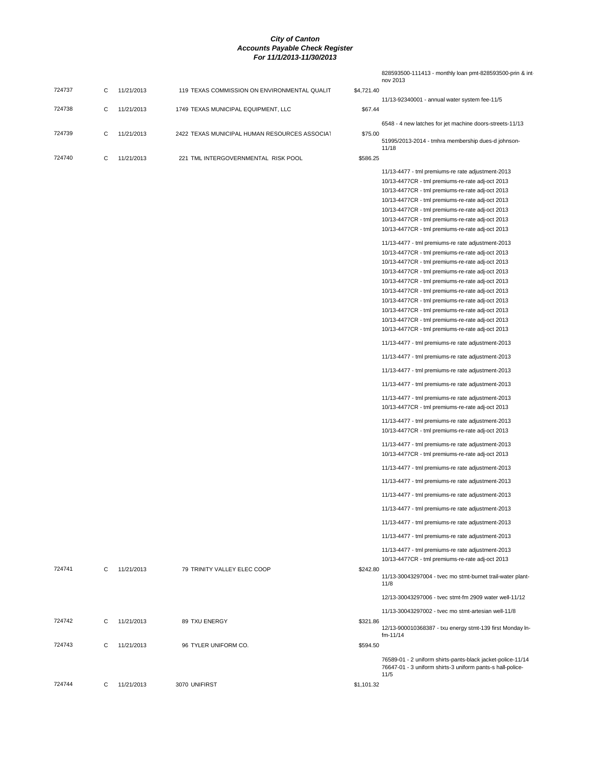**City of Canton**
**Accounts Payable Check Register**
**For 11/1/2013-11/30/2013**

| Check | Type | Date | Vendor | Amount | Description |
|---|---|---|---|---|---|
| | | | | | 828593500-111413 - monthly loan pmt-828593500-prin & int-nov 2013 |
| 724737 | C | 11/21/2013 | 119 TEXAS COMMISSION ON ENVIRONMENTAL QUALIT | $4,721.40 | |
| | | | | | 11/13-92340001 - annual water system fee-11/5 |
| 724738 | C | 11/21/2013 | 1749 TEXAS MUNICIPAL EQUIPMENT, LLC | $67.44 | |
| | | | | | 6548 - 4 new latches for jet machine doors-streets-11/13 |
| 724739 | C | 11/21/2013 | 2422 TEXAS MUNICIPAL HUMAN RESOURCES ASSOCIAT | $75.00 | |
| | | | | | 51995/2013-2014 - tmhra membership dues-d johnson-11/18 |
| 724740 | C | 11/21/2013 | 221 TML INTERGOVERNMENTAL RISK POOL | $586.25 | |
| | | | | | 11/13-4477 - tml premiums-re rate adjustment-2013 |
| | | | | | 10/13-4477CR - tml premiums-re-rate adj-oct 2013 |
| | | | | | 10/13-4477CR - tml premiums-re-rate adj-oct 2013 |
| | | | | | 10/13-4477CR - tml premiums-re-rate adj-oct 2013 |
| | | | | | 10/13-4477CR - tml premiums-re-rate adj-oct 2013 |
| | | | | | 10/13-4477CR - tml premiums-re-rate adj-oct 2013 |
| | | | | | 10/13-4477CR - tml premiums-re-rate adj-oct 2013 |
| | | | | | 11/13-4477 - tml premiums-re rate adjustment-2013 |
| | | | | | 10/13-4477CR - tml premiums-re-rate adj-oct 2013 |
| | | | | | 10/13-4477CR - tml premiums-re-rate adj-oct 2013 |
| | | | | | 10/13-4477CR - tml premiums-re-rate adj-oct 2013 |
| | | | | | 10/13-4477CR - tml premiums-re-rate adj-oct 2013 |
| | | | | | 10/13-4477CR - tml premiums-re-rate adj-oct 2013 |
| | | | | | 10/13-4477CR - tml premiums-re-rate adj-oct 2013 |
| | | | | | 10/13-4477CR - tml premiums-re-rate adj-oct 2013 |
| | | | | | 10/13-4477CR - tml premiums-re-rate adj-oct 2013 |
| | | | | | 10/13-4477CR - tml premiums-re-rate adj-oct 2013 |
| | | | | | 11/13-4477 - tml premiums-re rate adjustment-2013 |
| | | | | | 11/13-4477 - tml premiums-re rate adjustment-2013 |
| | | | | | 11/13-4477 - tml premiums-re rate adjustment-2013 |
| | | | | | 11/13-4477 - tml premiums-re rate adjustment-2013 |
| | | | | | 11/13-4477 - tml premiums-re rate adjustment-2013 |
| | | | | | 10/13-4477CR - tml premiums-re-rate adj-oct 2013 |
| | | | | | 11/13-4477 - tml premiums-re rate adjustment-2013 |
| | | | | | 10/13-4477CR - tml premiums-re-rate adj-oct 2013 |
| | | | | | 11/13-4477 - tml premiums-re rate adjustment-2013 |
| | | | | | 10/13-4477CR - tml premiums-re-rate adj-oct 2013 |
| | | | | | 11/13-4477 - tml premiums-re rate adjustment-2013 |
| | | | | | 11/13-4477 - tml premiums-re rate adjustment-2013 |
| | | | | | 11/13-4477 - tml premiums-re rate adjustment-2013 |
| | | | | | 11/13-4477 - tml premiums-re rate adjustment-2013 |
| | | | | | 11/13-4477 - tml premiums-re rate adjustment-2013 |
| | | | | | 11/13-4477 - tml premiums-re rate adjustment-2013 |
| | | | | | 11/13-4477 - tml premiums-re rate adjustment-2013 |
| | | | | | 10/13-4477CR - tml premiums-re-rate adj-oct 2013 |
| 724741 | C | 11/21/2013 | 79 TRINITY VALLEY ELEC COOP | $242.80 | |
| | | | | | 11/13-30043297004 - tvec mo stmt-burnet trail-water plant-11/8 |
| | | | | | 12/13-30043297006 - tvec stmt-fm 2909 water well-11/12 |
| | | | | | 11/13-30043297002 - tvec mo stmt-artesian well-11/8 |
| 724742 | C | 11/21/2013 | 89 TXU ENERGY | $321.86 | |
| | | | | | 12/13-900010368387 - txu energy stmt-139 first Monday ln-fm-11/14 |
| 724743 | C | 11/21/2013 | 96 TYLER UNIFORM CO. | $594.50 | |
| | | | | | 76589-01 - 2 uniform shirts-pants-black jacket-police-11/14 |
| | | | | | 76647-01 - 3 uniform shirts-3 uniform pants-s hall-police-11/5 |
| 724744 | C | 11/21/2013 | 3070 UNIFIRST | $1,101.32 | |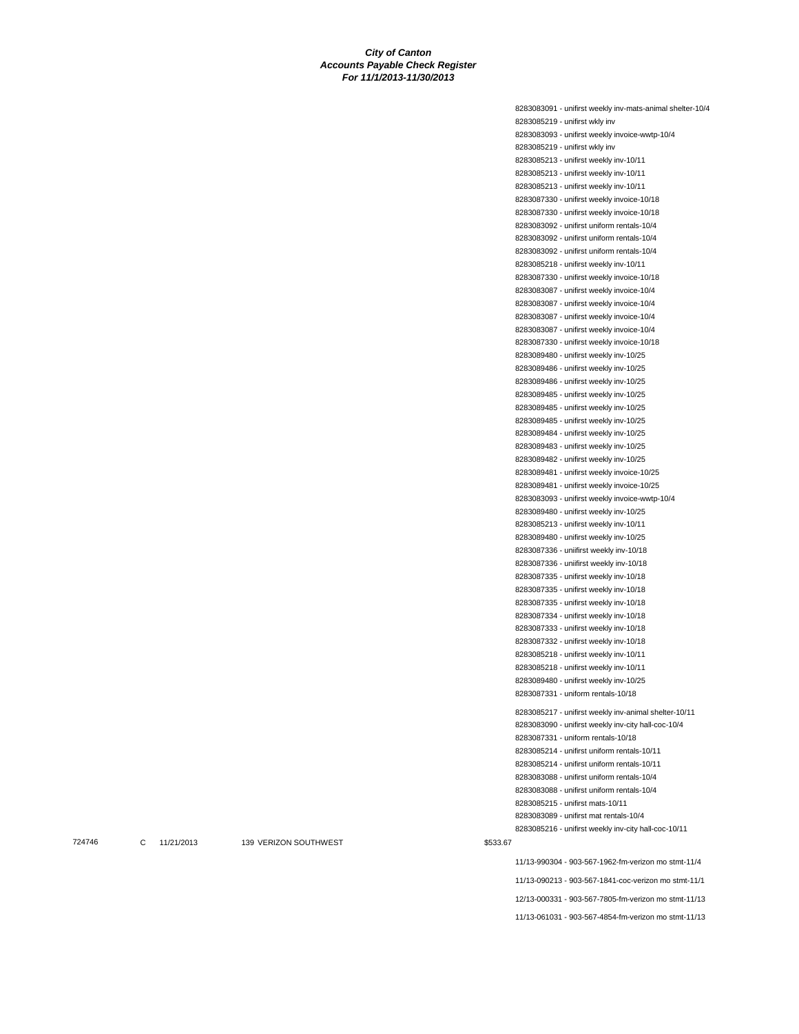**City of Canton**
**Accounts Payable Check Register**
**For 11/1/2013-11/30/2013**

8283083091 - unifirst weekly inv-mats-animal shelter-10/4
8283085219 - unifirst wkly inv
8283083093 - unifirst weekly invoice-wwtp-10/4
8283085219 - unifirst wkly inv
8283085213 - unifirst weekly inv-10/11
8283085213 - unifirst weekly inv-10/11
8283085213 - unifirst weekly inv-10/11
8283087330 - unifirst weekly invoice-10/18
8283087330 - unifirst weekly invoice-10/18
8283083092 - unifirst uniform rentals-10/4
8283083092 - unifirst uniform rentals-10/4
8283083092 - unifirst uniform rentals-10/4
8283085218 - unifirst weekly inv-10/11
8283087330 - unifirst weekly invoice-10/18
8283083087 - unifirst weekly invoice-10/4
8283083087 - unifirst weekly invoice-10/4
8283083087 - unifirst weekly invoice-10/4
8283083087 - unifirst weekly invoice-10/4
8283087330 - unifirst weekly invoice-10/18
8283089480 - unifirst weekly inv-10/25
8283089486 - unifirst weekly inv-10/25
8283089486 - unifirst weekly inv-10/25
8283089485 - unifirst weekly inv-10/25
8283089485 - unifirst weekly inv-10/25
8283089485 - unifirst weekly inv-10/25
8283089484 - unifirst weekly inv-10/25
8283089483 - unifirst weekly inv-10/25
8283089482 - unifirst weekly inv-10/25
8283089481 - unifirst weekly invoice-10/25
8283089481 - unifirst weekly invoice-10/25
8283083093 - unifirst weekly invoice-wwtp-10/4
8283089480 - unifirst weekly inv-10/25
8283085213 - unifirst weekly inv-10/11
8283089480 - unifirst weekly inv-10/25
8283087336 - uniifirst weekly inv-10/18
8283087336 - uniifirst weekly inv-10/18
8283087335 - unifirst weekly inv-10/18
8283087335 - unifirst weekly inv-10/18
8283087335 - unifirst weekly inv-10/18
8283087334 - unifirst weekly inv-10/18
8283087333 - unifirst weekly inv-10/18
8283087332 - unifirst weekly inv-10/18
8283085218 - unifirst weekly inv-10/11
8283085218 - unifirst weekly inv-10/11
8283089480 - unifirst weekly inv-10/25
8283087331 - uniform rentals-10/18
8283085217 - unifirst weekly inv-animal shelter-10/11
8283083090 - unifirst weekly inv-city hall-coc-10/4
8283087331 - uniform rentals-10/18
8283085214 - unifirst uniform rentals-10/11
8283085214 - unifirst uniform rentals-10/11
8283083088 - unifirst uniform rentals-10/4
8283083088 - unifirst uniform rentals-10/4
8283085215 - unifirst mats-10/11
8283083089 - unifirst mat rentals-10/4
8283085216 - unifirst weekly inv-city hall-coc-10/11

724746 C 11/21/2013 139 VERIZON SOUTHWEST $533.67

11/13-990304 - 903-567-1962-fm-verizon mo stmt-11/4
11/13-090213 - 903-567-1841-coc-verizon mo stmt-11/1
12/13-000331 - 903-567-7805-fm-verizon mo stmt-11/13
11/13-061031 - 903-567-4854-fm-verizon mo stmt-11/13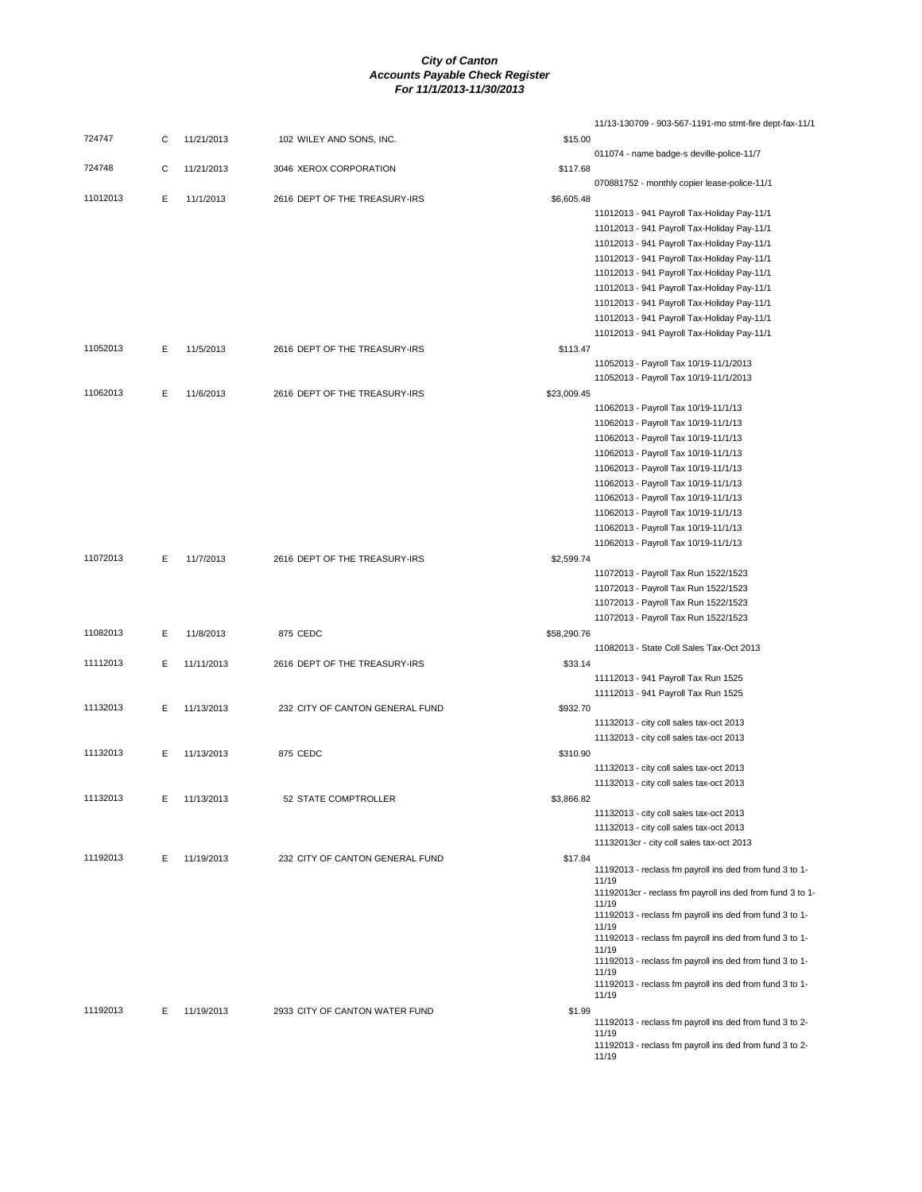***City of Canton***
***Accounts Payable Check Register***
***For 11/1/2013-11/30/2013***

| Check # | Type | Date | Vendor | Amount | Description |
|---|---|---|---|---|---|
| | | | | | 11/13-130709 - 903-567-1191-mo stmt-fire dept-fax-11/1 |
| 724747 | C | 11/21/2013 | 102 WILEY AND SONS, INC. | $15.00 | |
| | | | | | 011074 - name badge-s deville-police-11/7 |
| 724748 | C | 11/21/2013 | 3046 XEROX CORPORATION | $117.68 | |
| | | | | | 070881752 - monthly copier lease-police-11/1 |
| 11012013 | E | 11/1/2013 | 2616 DEPT OF THE TREASURY-IRS | $6,605.48 | |
| | | | | | 11012013 - 941 Payroll Tax-Holiday Pay-11/1 |
| | | | | | 11012013 - 941 Payroll Tax-Holiday Pay-11/1 |
| | | | | | 11012013 - 941 Payroll Tax-Holiday Pay-11/1 |
| | | | | | 11012013 - 941 Payroll Tax-Holiday Pay-11/1 |
| | | | | | 11012013 - 941 Payroll Tax-Holiday Pay-11/1 |
| | | | | | 11012013 - 941 Payroll Tax-Holiday Pay-11/1 |
| | | | | | 11012013 - 941 Payroll Tax-Holiday Pay-11/1 |
| | | | | | 11012013 - 941 Payroll Tax-Holiday Pay-11/1 |
| | | | | | 11012013 - 941 Payroll Tax-Holiday Pay-11/1 |
| 11052013 | E | 11/5/2013 | 2616 DEPT OF THE TREASURY-IRS | $113.47 | |
| | | | | | 11052013 - Payroll Tax 10/19-11/1/2013 |
| | | | | | 11052013 - Payroll Tax 10/19-11/1/2013 |
| 11062013 | E | 11/6/2013 | 2616 DEPT OF THE TREASURY-IRS | $23,009.45 | |
| | | | | | 11062013 - Payroll Tax 10/19-11/1/13 |
| | | | | | 11062013 - Payroll Tax 10/19-11/1/13 |
| | | | | | 11062013 - Payroll Tax 10/19-11/1/13 |
| | | | | | 11062013 - Payroll Tax 10/19-11/1/13 |
| | | | | | 11062013 - Payroll Tax 10/19-11/1/13 |
| | | | | | 11062013 - Payroll Tax 10/19-11/1/13 |
| | | | | | 11062013 - Payroll Tax 10/19-11/1/13 |
| | | | | | 11062013 - Payroll Tax 10/19-11/1/13 |
| | | | | | 11062013 - Payroll Tax 10/19-11/1/13 |
| | | | | | 11062013 - Payroll Tax 10/19-11/1/13 |
| 11072013 | E | 11/7/2013 | 2616 DEPT OF THE TREASURY-IRS | $2,599.74 | |
| | | | | | 11072013 - Payroll Tax Run 1522/1523 |
| | | | | | 11072013 - Payroll Tax Run 1522/1523 |
| | | | | | 11072013 - Payroll Tax Run 1522/1523 |
| | | | | | 11072013 - Payroll Tax Run 1522/1523 |
| 11082013 | E | 11/8/2013 | 875 CEDC | $58,290.76 | |
| | | | | | 11082013 - State Coll Sales Tax-Oct 2013 |
| 11112013 | E | 11/11/2013 | 2616 DEPT OF THE TREASURY-IRS | $33.14 | |
| | | | | | 11112013 - 941 Payroll Tax Run 1525 |
| | | | | | 11112013 - 941 Payroll Tax Run 1525 |
| 11132013 | E | 11/13/2013 | 232 CITY OF CANTON GENERAL FUND | $932.70 | |
| | | | | | 11132013 - city coll sales tax-oct 2013 |
| | | | | | 11132013 - city coll sales tax-oct 2013 |
| 11132013 | E | 11/13/2013 | 875 CEDC | $310.90 | |
| | | | | | 11132013 - city coll sales tax-oct 2013 |
| | | | | | 11132013 - city coll sales tax-oct 2013 |
| 11132013 | E | 11/13/2013 | 52 STATE COMPTROLLER | $3,866.82 | |
| | | | | | 11132013 - city coll sales tax-oct 2013 |
| | | | | | 11132013 - city coll sales tax-oct 2013 |
| | | | | | 11132013cr - city coll sales tax-oct 2013 |
| 11192013 | E | 11/19/2013 | 232 CITY OF CANTON GENERAL FUND | $17.84 | |
| | | | | | 11192013 - reclass fm payroll ins ded from fund 3 to 1-11/19 |
| | | | | | 11192013cr - reclass fm payroll ins ded from fund 3 to 1-11/19 |
| | | | | | 11192013 - reclass fm payroll ins ded from fund 3 to 1-11/19 |
| | | | | | 11192013 - reclass fm payroll ins ded from fund 3 to 1-11/19 |
| | | | | | 11192013 - reclass fm payroll ins ded from fund 3 to 1-11/19 |
| | | | | | 11192013 - reclass fm payroll ins ded from fund 3 to 1-11/19 |
| 11192013 | E | 11/19/2013 | 2933 CITY OF CANTON WATER FUND | $1.99 | |
| | | | | | 11192013 - reclass fm payroll ins ded from fund 3 to 2-11/19 |
| | | | | | 11192013 - reclass fm payroll ins ded from fund 3 to 2-11/19 |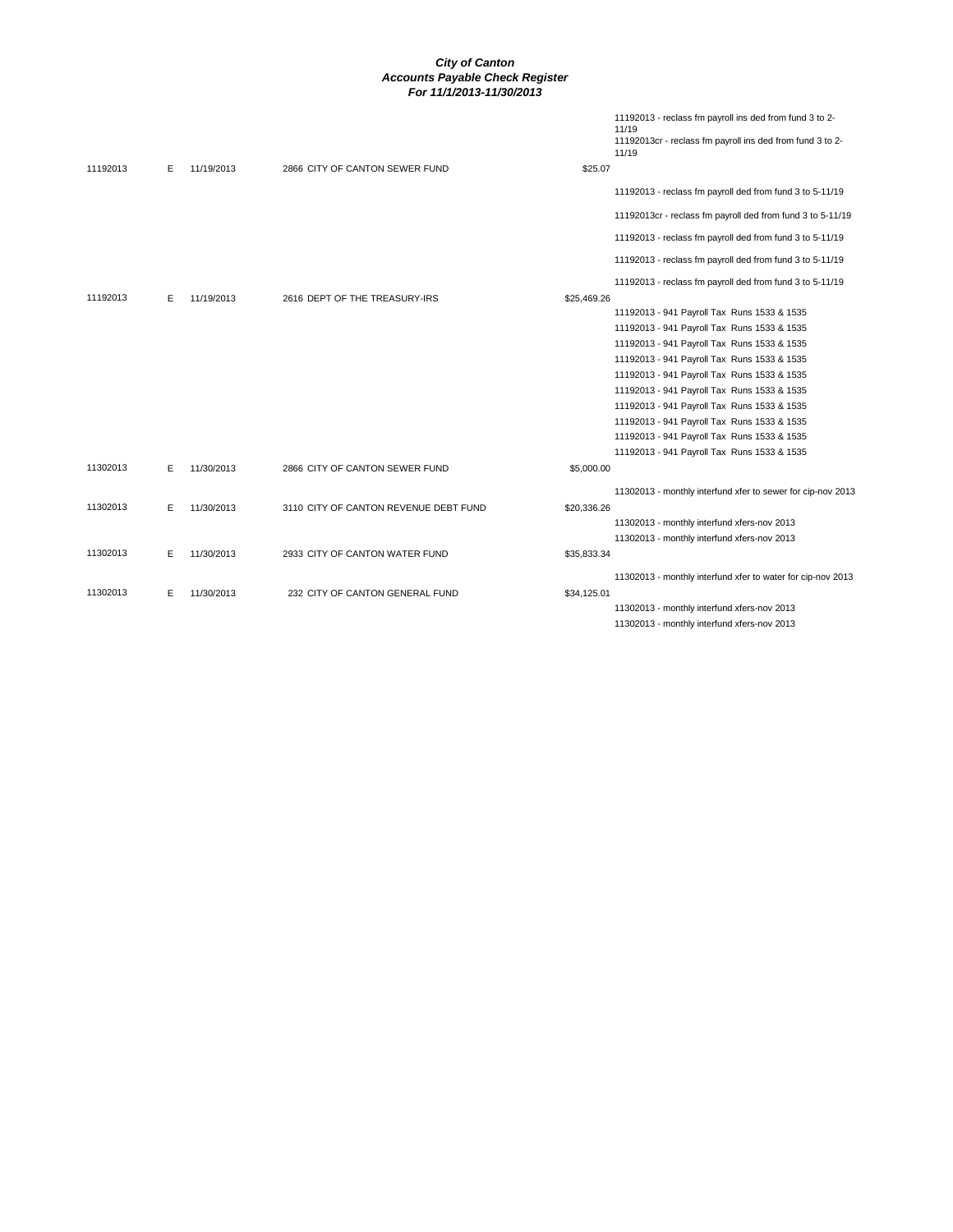**City of Canton**
**Accounts Payable Check Register**
**For 11/1/2013-11/30/2013**

| | | | | | |
|---|---|---|---|---|---|
| | | | | | 11192013 - reclass fm payroll ins ded from fund 3 to 2-11/19 |
| | | | | | 11192013cr - reclass fm payroll ins ded from fund 3 to 2-11/19 |
| 11192013 | E | 11/19/2013 | 2866 CITY OF CANTON SEWER FUND | $25.07 | |
| | | | | | 11192013 - reclass fm payroll ded from fund 3 to 5-11/19 |
| | | | | | 11192013cr - reclass fm payroll ded from fund 3 to 5-11/19 |
| | | | | | 11192013 - reclass fm payroll ded from fund 3 to 5-11/19 |
| | | | | | 11192013 - reclass fm payroll ded from fund 3 to 5-11/19 |
| | | | | | 11192013 - reclass fm payroll ded from fund 3 to 5-11/19 |
| 11192013 | E | 11/19/2013 | 2616 DEPT OF THE TREASURY-IRS | $25,469.26 | |
| | | | | | 11192013 - 941 Payroll Tax Runs 1533 & 1535 |
| | | | | | 11192013 - 941 Payroll Tax Runs 1533 & 1535 |
| | | | | | 11192013 - 941 Payroll Tax Runs 1533 & 1535 |
| | | | | | 11192013 - 941 Payroll Tax Runs 1533 & 1535 |
| | | | | | 11192013 - 941 Payroll Tax Runs 1533 & 1535 |
| | | | | | 11192013 - 941 Payroll Tax Runs 1533 & 1535 |
| | | | | | 11192013 - 941 Payroll Tax Runs 1533 & 1535 |
| | | | | | 11192013 - 941 Payroll Tax Runs 1533 & 1535 |
| | | | | | 11192013 - 941 Payroll Tax Runs 1533 & 1535 |
| | | | | | 11192013 - 941 Payroll Tax Runs 1533 & 1535 |
| 11302013 | E | 11/30/2013 | 2866 CITY OF CANTON SEWER FUND | $5,000.00 | |
| | | | | | 11302013 - monthly interfund xfer to sewer for cip-nov 2013 |
| 11302013 | E | 11/30/2013 | 3110 CITY OF CANTON REVENUE DEBT FUND | $20,336.26 | |
| | | | | | 11302013 - monthly interfund xfers-nov 2013 |
| | | | | | 11302013 - monthly interfund xfers-nov 2013 |
| 11302013 | E | 11/30/2013 | 2933 CITY OF CANTON WATER FUND | $35,833.34 | |
| | | | | | 11302013 - monthly interfund xfer to water for cip-nov 2013 |
| 11302013 | E | 11/30/2013 | 232 CITY OF CANTON GENERAL FUND | $34,125.01 | |
| | | | | | 11302013 - monthly interfund xfers-nov 2013 |
| | | | | | 11302013 - monthly interfund xfers-nov 2013 |